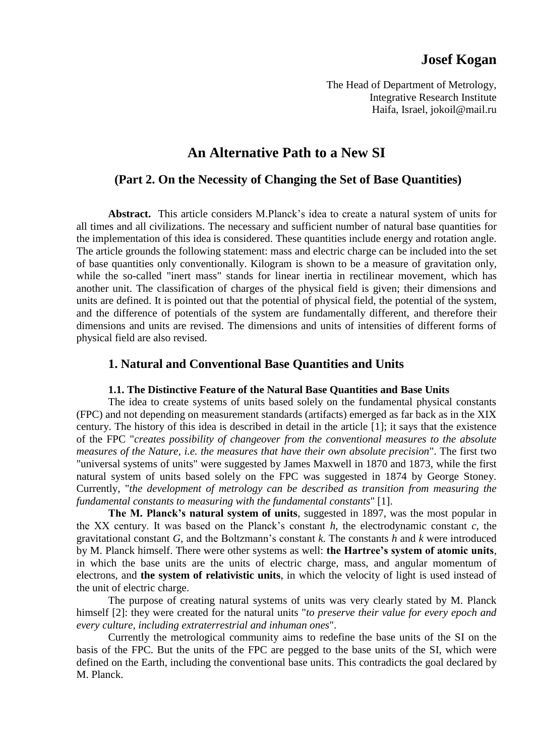**Josef Kogan**

The Head of Department of Metrology,
Integrative Research Institute
Haifa, Israel, jokoil@mail.ru

# An Alternative Path to a New SI

## (Part 2. On the Necessity of Changing the Set of Base Quantities)

**Abstract.** This article considers M.Planck's idea to create a natural system of units for all times and all civilizations. The necessary and sufficient number of natural base quantities for the implementation of this idea is considered. These quantities include energy and rotation angle. The article grounds the following statement: mass and electric charge can be included into the set of base quantities only conventionally. Kilogram is shown to be a measure of gravitation only, while the so-called "inert mass" stands for linear inertia in rectilinear movement, which has another unit. The classification of charges of the physical field is given; their dimensions and units are defined. It is pointed out that the potential of physical field, the potential of the system, and the difference of potentials of the system are fundamentally different, and therefore their dimensions and units are revised. The dimensions and units of intensities of different forms of physical field are also revised.

## 1. Natural and Conventional Base Quantities and Units

### 1.1. The Distinctive Feature of the Natural Base Quantities and Base Units

The idea to create systems of units based solely on the fundamental physical constants (FPC) and not depending on measurement standards (artifacts) emerged as far back as in the XIX century. The history of this idea is described in detail in the article [1]; it says that the existence of the FPC "*creates possibility of changeover from the conventional measures to the absolute measures of the Nature, i.e. the measures that have their own absolute precision*". The first two "universal systems of units" were suggested by James Maxwell in 1870 and 1873, while the first natural system of units based solely on the FPC was suggested in 1874 by George Stoney. Currently, "*the development of metrology can be described as transition from measuring the fundamental constants to measuring with the fundamental constants*" [1].

**The M. Planck's natural system of units**, suggested in 1897, was the most popular in the XX century. It was based on the Planck's constant $h$, the electrodynamic constant $c$, the gravitational constant $G$, and the Boltzmann's constant $k$. The constants $h$ and $k$ were introduced by M. Planck himself. There were other systems as well: **the Hartree's system of atomic units**, in which the base units are the units of electric charge, mass, and angular momentum of electrons, and **the system of relativistic units**, in which the velocity of light is used instead of the unit of electric charge.

The purpose of creating natural systems of units was very clearly stated by M. Planck himself [2]: they were created for the natural units "*to preserve their value for every epoch and every culture, including extratrerestrial and inhuman ones*".

Currently the metrological community aims to redefine the base units of the SI on the basis of the FPC. But the units of the FPC are pegged to the base units of the SI, which were defined on the Earth, including the conventional base units. This contradicts the goal declared by M. Planck.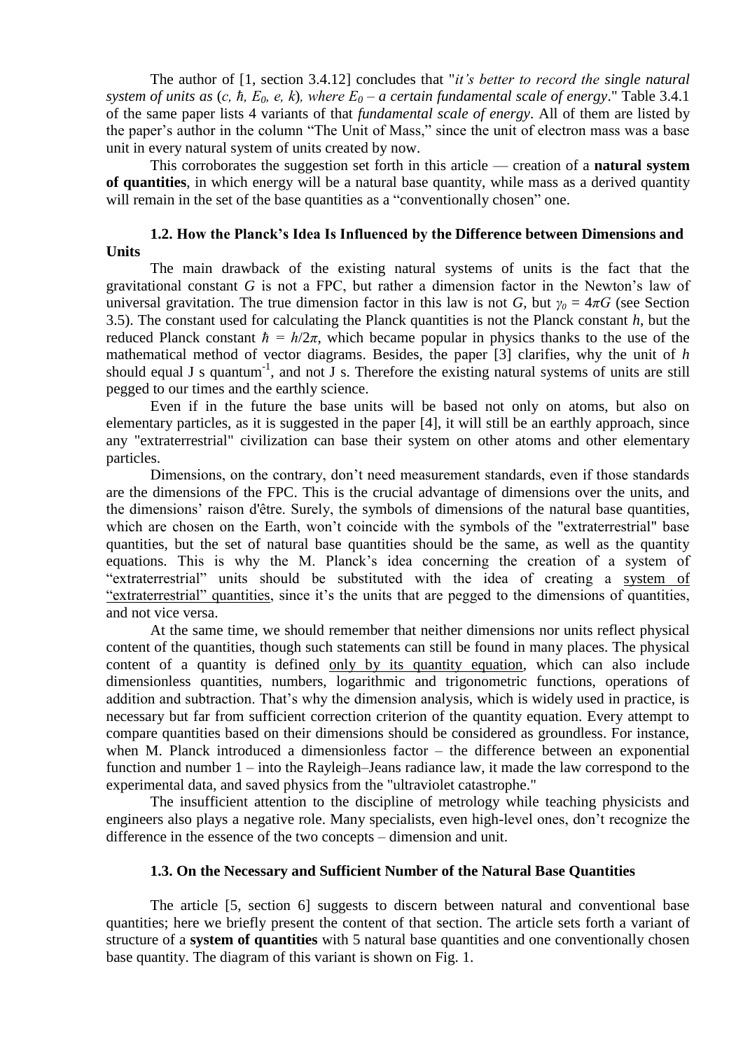The author of [1, section 3.4.12] concludes that "*it's better to record the single natural system of units as* ($c$, $\hbar$, $E_0$, $e$, $k$), *where* $E_0$ *– a certain fundamental scale of energy*." Table 3.4.1 of the same paper lists 4 variants of that *fundamental scale of energy*. All of them are listed by the paper's author in the column "The Unit of Mass," since the unit of electron mass was a base unit in every natural system of units created by now.

This corroborates the suggestion set forth in this article — creation of a **natural system of quantities**, in which energy will be a natural base quantity, while mass as a derived quantity will remain in the set of the base quantities as a "conventionally chosen" one.

### 1.2. How the Planck's Idea Is Influenced by the Difference between Dimensions and Units

The main drawback of the existing natural systems of units is the fact that the gravitational constant $G$ is not a FPC, but rather a dimension factor in the Newton's law of universal gravitation. The true dimension factor in this law is not $G$, but $\gamma_0 = 4\pi G$ (see Section 3.5). The constant used for calculating the Planck quantities is not the Planck constant $h$, but the reduced Planck constant $\hbar = h/2\pi$, which became popular in physics thanks to the use of the mathematical method of vector diagrams. Besides, the paper [3] clarifies, why the unit of $h$ should equal J s quantum$^{-1}$, and not J s. Therefore the existing natural systems of units are still pegged to our times and the earthly science.

Even if in the future the base units will be based not only on atoms, but also on elementary particles, as it is suggested in the paper [4], it will still be an earthly approach, since any "extraterrestrial" civilization can base their system on other atoms and other elementary particles.

Dimensions, on the contrary, don't need measurement standards, even if those standards are the dimensions of the FPC. This is the crucial advantage of dimensions over the units, and the dimensions' raison d'être. Surely, the symbols of dimensions of the natural base quantities, which are chosen on the Earth, won't coincide with the symbols of the "extraterrestrial" base quantities, but the set of natural base quantities should be the same, as well as the quantity equations. This is why the M. Planck's idea concerning the creation of a system of "extraterrestrial" units should be substituted with the idea of creating a system of "extraterrestrial" quantities, since it's the units that are pegged to the dimensions of quantities, and not vice versa.

At the same time, we should remember that neither dimensions nor units reflect physical content of the quantities, though such statements can still be found in many places. The physical content of a quantity is defined only by its quantity equation, which can also include dimensionless quantities, numbers, logarithmic and trigonometric functions, operations of addition and subtraction. That's why the dimension analysis, which is widely used in practice, is necessary but far from sufficient correction criterion of the quantity equation. Every attempt to compare quantities based on their dimensions should be considered as groundless. For instance, when M. Planck introduced a dimensionless factor – the difference between an exponential function and number 1 – into the Rayleigh–Jeans radiance law, it made the law correspond to the experimental data, and saved physics from the "ultraviolet catastrophe."

The insufficient attention to the discipline of metrology while teaching physicists and engineers also plays a negative role. Many specialists, even high-level ones, don't recognize the difference in the essence of the two concepts – dimension and unit.

### 1.3. On the Necessary and Sufficient Number of the Natural Base Quantities

The article [5, section 6] suggests to discern between natural and conventional base quantities; here we briefly present the content of that section. The article sets forth a variant of structure of a **system of quantities** with 5 natural base quantities and one conventionally chosen base quantity. The diagram of this variant is shown on Fig. 1.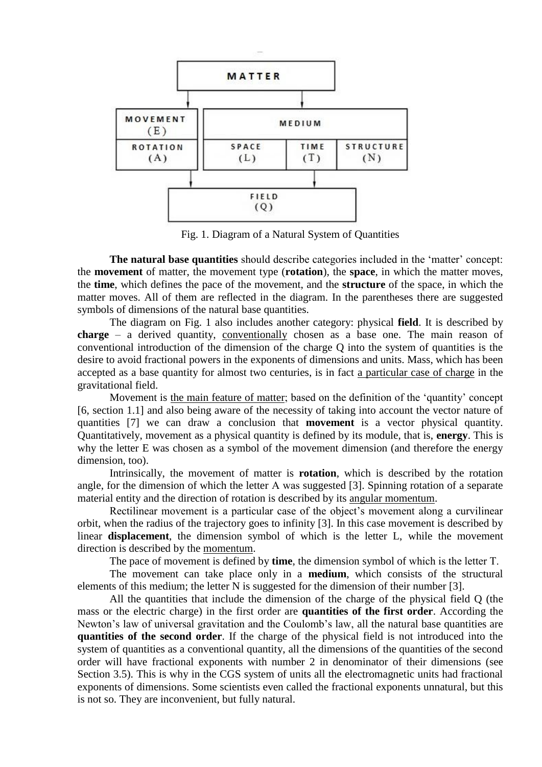Fig. 1. Diagram of a Natural System of Quantities

**The natural base quantities** should describe categories included in the 'matter' concept: the **movement** of matter, the movement type (**rotation**), the **space**, in which the matter moves, the **time**, which defines the pace of the movement, and the **structure** of the space, in which the matter moves. All of them are reflected in the diagram. In the parentheses there are suggested symbols of dimensions of the natural base quantities.

The diagram on Fig. 1 also includes another category: physical **field**. It is described by **charge** – a derived quantity, conventionally chosen as a base one. The main reason of conventional introduction of the dimension of the charge Q into the system of quantities is the desire to avoid fractional powers in the exponents of dimensions and units. Mass, which has been accepted as a base quantity for almost two centuries, is in fact a particular case of charge in the gravitational field.

Movement is the main feature of matter; based on the definition of the 'quantity' concept [6, section 1.1] and also being aware of the necessity of taking into account the vector nature of quantities [7] we can draw a conclusion that **movement** is a vector physical quantity. Quantitatively, movement as a physical quantity is defined by its module, that is, **energy**. This is why the letter E was chosen as a symbol of the movement dimension (and therefore the energy dimension, too).

Intrinsically, the movement of matter is **rotation**, which is described by the rotation angle, for the dimension of which the letter A was suggested [3]. Spinning rotation of a separate material entity and the direction of rotation is described by its angular momentum.

Rectilinear movement is a particular case of the object's movement along a curvilinear orbit, when the radius of the trajectory goes to infinity [3]. In this case movement is described by linear **displacement**, the dimension symbol of which is the letter L, while the movement direction is described by the momentum.

The pace of movement is defined by **time**, the dimension symbol of which is the letter T.

The movement can take place only in a **medium**, which consists of the structural elements of this medium; the letter N is suggested for the dimension of their number [3].

All the quantities that include the dimension of the charge of the physical field Q (the mass or the electric charge) in the first order are **quantities of the first order**. According the Newton's law of universal gravitation and the Coulomb's law, all the natural base quantities are **quantities of the second order**. If the charge of the physical field is not introduced into the system of quantities as a conventional quantity, all the dimensions of the quantities of the second order will have fractional exponents with number 2 in denominator of their dimensions (see Section 3.5). This is why in the CGS system of units all the electromagnetic units had fractional exponents of dimensions. Some scientists even called the fractional exponents unnatural, but this is not so. They are inconvenient, but fully natural.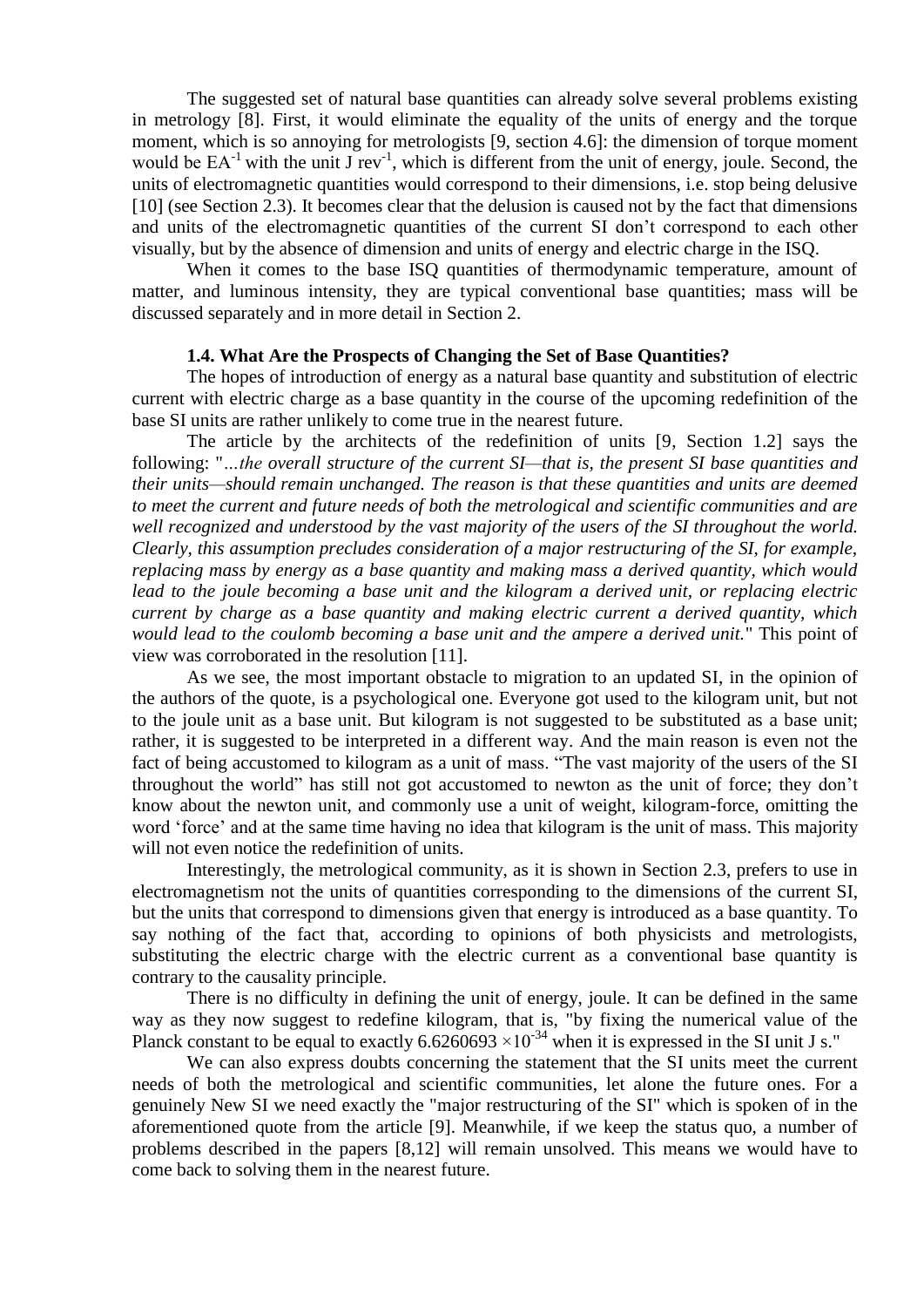The suggested set of natural base quantities can already solve several problems existing in metrology [8]. First, it would eliminate the equality of the units of energy and the torque moment, which is so annoying for metrologists [9, section 4.6]: the dimension of torque moment would be $EA^{-1}$ with the unit J $rev^{-1}$, which is different from the unit of energy, joule. Second, the units of electromagnetic quantities would correspond to their dimensions, i.e. stop being delusive [10] (see Section 2.3). It becomes clear that the delusion is caused not by the fact that dimensions and units of the electromagnetic quantities of the current SI don't correspond to each other visually, but by the absence of dimension and units of energy and electric charge in the ISQ.

When it comes to the base ISQ quantities of thermodynamic temperature, amount of matter, and luminous intensity, they are typical conventional base quantities; mass will be discussed separately and in more detail in Section 2.

### 1.4. What Are the Prospects of Changing the Set of Base Quantities?

The hopes of introduction of energy as a natural base quantity and substitution of electric current with electric charge as a base quantity in the course of the upcoming redefinition of the base SI units are rather unlikely to come true in the nearest future.

The article by the architects of the redefinition of units [9, Section 1.2] says the following: "*…the overall structure of the current SI—that is, the present SI base quantities and their units—should remain unchanged. The reason is that these quantities and units are deemed to meet the current and future needs of both the metrological and scientific communities and are well recognized and understood by the vast majority of the users of the SI throughout the world. Clearly, this assumption precludes consideration of a major restructuring of the SI, for example, replacing mass by energy as a base quantity and making mass a derived quantity, which would lead to the joule becoming a base unit and the kilogram a derived unit, or replacing electric current by charge as a base quantity and making electric current a derived quantity, which would lead to the coulomb becoming a base unit and the ampere a derived unit.*" This point of view was corroborated in the resolution [11].

As we see, the most important obstacle to migration to an updated SI, in the opinion of the authors of the quote, is a psychological one. Everyone got used to the kilogram unit, but not to the joule unit as a base unit. But kilogram is not suggested to be substituted as a base unit; rather, it is suggested to be interpreted in a different way. And the main reason is even not the fact of being accustomed to kilogram as a unit of mass. "The vast majority of the users of the SI throughout the world" has still not got accustomed to newton as the unit of force; they don't know about the newton unit, and commonly use a unit of weight, kilogram-force, omitting the word 'force' and at the same time having no idea that kilogram is the unit of mass. This majority will not even notice the redefinition of units.

Interestingly, the metrological community, as it is shown in Section 2.3, prefers to use in electromagnetism not the units of quantities corresponding to the dimensions of the current SI, but the units that correspond to dimensions given that energy is introduced as a base quantity. To say nothing of the fact that, according to opinions of both physicists and metrologists, substituting the electric charge with the electric current as a conventional base quantity is contrary to the causality principle.

There is no difficulty in defining the unit of energy, joule. It can be defined in the same way as they now suggest to redefine kilogram, that is, "by fixing the numerical value of the Planck constant to be equal to exactly $6.6260693 \times 10^{-34}$ when it is expressed in the SI unit J s."

We can also express doubts concerning the statement that the SI units meet the current needs of both the metrological and scientific communities, let alone the future ones. For a genuinely New SI we need exactly the "major restructuring of the SI" which is spoken of in the aforementioned quote from the article [9]. Meanwhile, if we keep the status quo, a number of problems described in the papers [8,12] will remain unsolved. This means we would have to come back to solving them in the nearest future.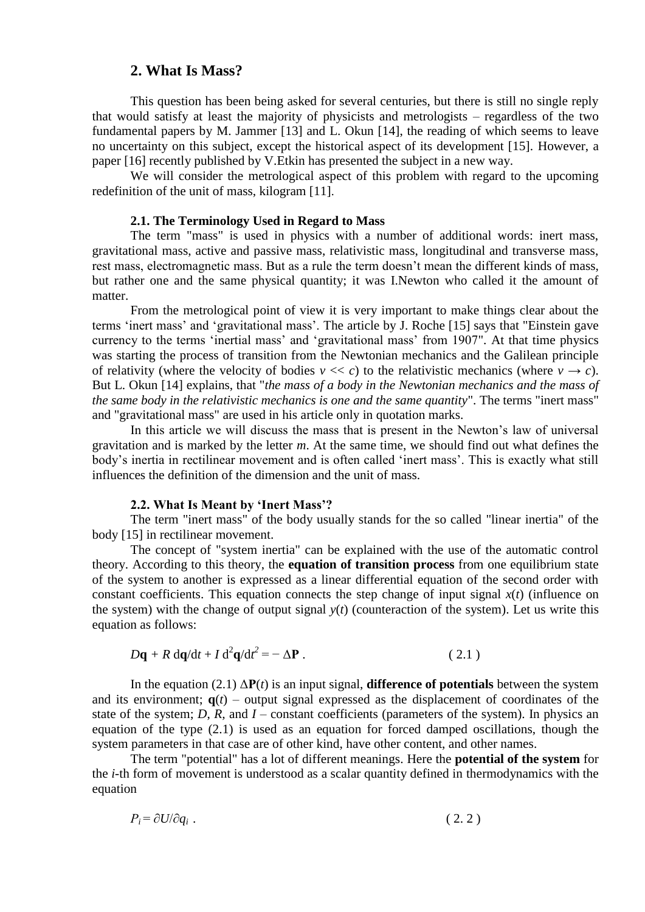## 2. What Is Mass?

This question has been being asked for several centuries, but there is still no single reply that would satisfy at least the majority of physicists and metrologists – regardless of the two fundamental papers by M. Jammer [13] and L. Okun [14], the reading of which seems to leave no uncertainty on this subject, except the historical aspect of its development [15]. However, a paper [16] recently published by V.Etkin has presented the subject in a new way.

We will consider the metrological aspect of this problem with regard to the upcoming redefinition of the unit of mass, kilogram [11].

### 2.1. The Terminology Used in Regard to Mass

The term "mass" is used in physics with a number of additional words: inert mass, gravitational mass, active and passive mass, relativistic mass, longitudinal and transverse mass, rest mass, electromagnetic mass. But as a rule the term doesn't mean the different kinds of mass, but rather one and the same physical quantity; it was I.Newton who called it the amount of matter.

From the metrological point of view it is very important to make things clear about the terms 'inert mass' and 'gravitational mass'. The article by J. Roche [15] says that "Einstein gave currency to the terms 'inertial mass' and 'gravitational mass' from 1907". At that time physics was starting the process of transition from the Newtonian mechanics and the Galilean principle of relativity (where the velocity of bodies $v << c$) to the relativistic mechanics (where $v \rightarrow c$). But L. Okun [14] explains, that "*the mass of a body in the Newtonian mechanics and the mass of the same body in the relativistic mechanics is one and the same quantity*". The terms "inert mass" and "gravitational mass" are used in his article only in quotation marks.

In this article we will discuss the mass that is present in the Newton's law of universal gravitation and is marked by the letter $m$. At the same time, we should find out what defines the body's inertia in rectilinear movement and is often called 'inert mass'. This is exactly what still influences the definition of the dimension and the unit of mass.

### 2.2. What Is Meant by 'Inert Mass'?

The term "inert mass" of the body usually stands for the so called "linear inertia" of the body [15] in rectilinear movement.

The concept of "system inertia" can be explained with the use of the automatic control theory. According to this theory, the **equation of transition process** from one equilibrium state of the system to another is expressed as a linear differential equation of the second order with constant coefficients. This equation connects the step change of input signal $x(t)$ (influence on the system) with the change of output signal $y(t)$ (counteraction of the system). Let us write this equation as follows:

$$D\mathbf{q} + R\,\mathrm{d}\mathbf{q}/\mathrm{d}t + I\,\mathrm{d}^2\mathbf{q}/\mathrm{d}t^2 = -\,\Delta\mathbf{P}\,. \qquad (2.1)$$

In the equation (2.1) $\Delta\mathbf{P}(t)$ is an input signal, **difference of potentials** between the system and its environment; $\mathbf{q}(t)$ – output signal expressed as the displacement of coordinates of the state of the system; $D$, $R$, and $I$ – constant coefficients (parameters of the system). In physics an equation of the type (2.1) is used as an equation for forced damped oscillations, though the system parameters in that case are of other kind, have other content, and other names.

The term "potential" has a lot of different meanings. Here the **potential of the system** for the $i$-th form of movement is understood as a scalar quantity defined in thermodynamics with the equation

$$P_i = \partial U/\partial q_i\,. \qquad (2.2)$$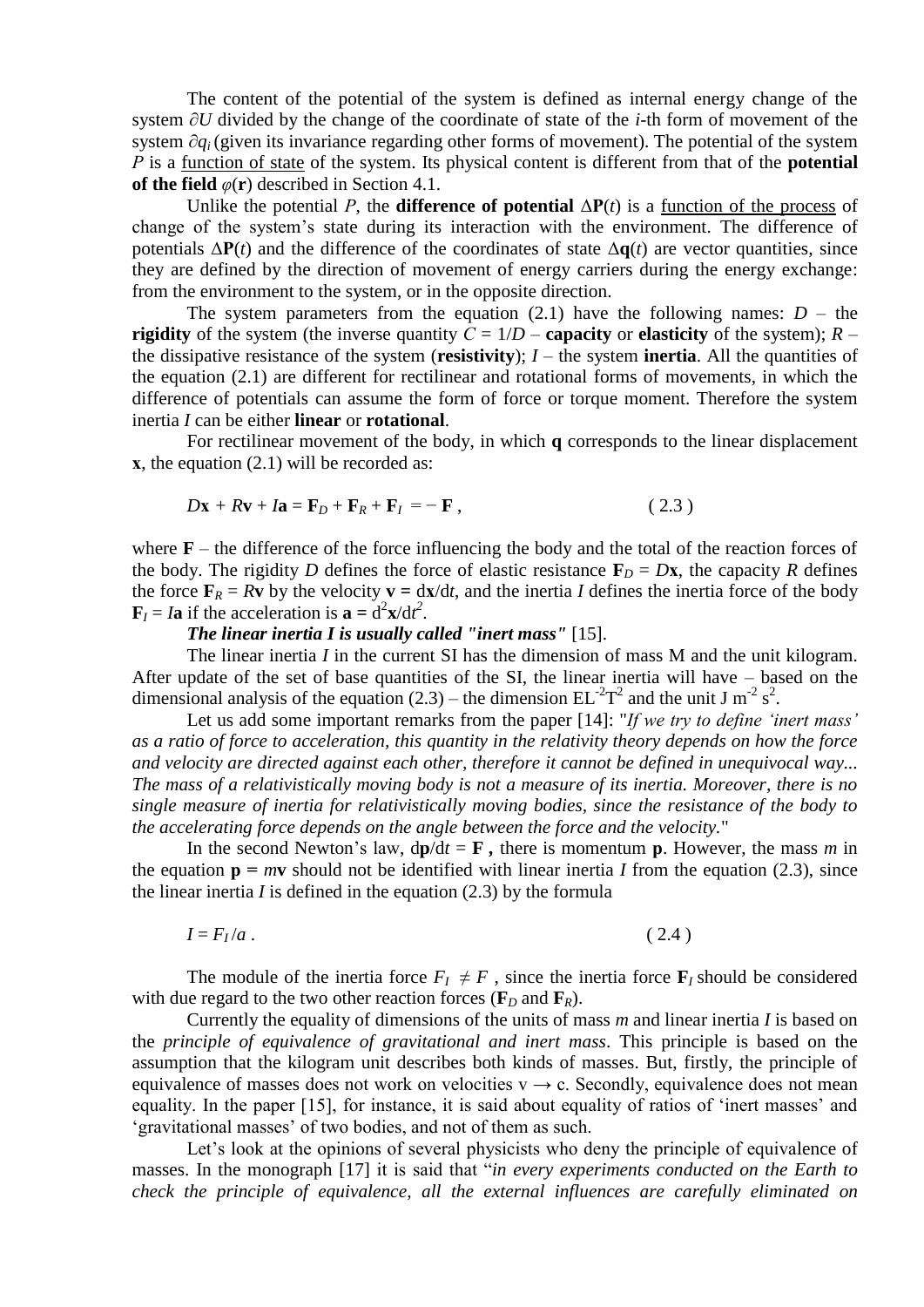The content of the potential of the system is defined as internal energy change of the system $\partial U$ divided by the change of the coordinate of state of the $i$-th form of movement of the system $\partial q_i$ (given its invariance regarding other forms of movement). The potential of the system $P$ is a function of state of the system. Its physical content is different from that of the **potential of the field** $\varphi(\mathbf{r})$ described in Section 4.1.

Unlike the potential $P$, the **difference of potential** $\Delta\mathbf{P}(t)$ is a function of the process of change of the system's state during its interaction with the environment. The difference of potentials $\Delta\mathbf{P}(t)$ and the difference of the coordinates of state $\Delta\mathbf{q}(t)$ are vector quantities, since they are defined by the direction of movement of energy carriers during the energy exchange: from the environment to the system, or in the opposite direction.

The system parameters from the equation (2.1) have the following names: $D$ – the **rigidity** of the system (the inverse quantity $C = 1/D$ – **capacity** or **elasticity** of the system); $R$ – the dissipative resistance of the system (**resistivity**); $I$ – the system **inertia**. All the quantities of the equation (2.1) are different for rectilinear and rotational forms of movements, in which the difference of potentials can assume the form of force or torque moment. Therefore the system inertia $I$ can be either **linear** or **rotational**.

For rectilinear movement of the body, in which $\mathbf{q}$ corresponds to the linear displacement $\mathbf{x}$, the equation (2.1) will be recorded as:

$$D\mathbf{x} + R\mathbf{v} + I\mathbf{a} = \mathbf{F}_D + \mathbf{F}_R + \mathbf{F}_I = -\mathbf{F}\,, \qquad (2.3)$$

where $\mathbf{F}$ – the difference of the force influencing the body and the total of the reaction forces of the body. The rigidity $D$ defines the force of elastic resistance $\mathbf{F}_D = D\mathbf{x}$, the capacity $R$ defines the force $\mathbf{F}_R = R\mathbf{v}$ by the velocity $\mathbf{v} = \mathrm{d}\mathbf{x}/\mathrm{d}t$, and the inertia $I$ defines the inertia force of the body $\mathbf{F}_I = I\mathbf{a}$ if the acceleration is $\mathbf{a} = \mathrm{d}^2\mathbf{x}/\mathrm{d}t^2$.

***The linear inertia I is usually called "inert mass"*** [15].

The linear inertia $I$ in the current SI has the dimension of mass M and the unit kilogram. After update of the set of base quantities of the SI, the linear inertia will have – based on the dimensional analysis of the equation (2.3) – the dimension $\mathrm{EL^{-2}T^2}$ and the unit $\mathrm{J\ m^{-2}\ s^2}$.

Let us add some important remarks from the paper [14]: "*If we try to define 'inert mass' as a ratio of force to acceleration, this quantity in the relativity theory depends on how the force and velocity are directed against each other, therefore it cannot be defined in unequivocal way... The mass of a relativistically moving body is not a measure of its inertia. Moreover, there is no single measure of inertia for relativistically moving bodies, since the resistance of the body to the accelerating force depends on the angle between the force and the velocity.*"

In the second Newton's law, $\mathrm{d}\mathbf{p}/\mathrm{d}t = \mathbf{F}$, there is momentum $\mathbf{p}$. However, the mass $m$ in the equation $\mathbf{p} = m\mathbf{v}$ should not be identified with linear inertia $I$ from the equation (2.3), since the linear inertia $I$ is defined in the equation (2.3) by the formula

$$I = F_I / a\,. \qquad (2.4)$$

The module of the inertia force $F_I \neq F$, since the inertia force $\mathbf{F}_I$ should be considered with due regard to the two other reaction forces ($\mathbf{F}_D$ and $\mathbf{F}_R$).

Currently the equality of dimensions of the units of mass $m$ and linear inertia $I$ is based on the *principle of equivalence of gravitational and inert mass*. This principle is based on the assumption that the kilogram unit describes both kinds of masses. But, firstly, the principle of equivalence of masses does not work on velocities $v \to c$. Secondly, equivalence does not mean equality. In the paper [15], for instance, it is said about equality of ratios of 'inert masses' and 'gravitational masses' of two bodies, and not of them as such.

Let's look at the opinions of several physicists who deny the principle of equivalence of masses. In the monograph [17] it is said that "*in every experiments conducted on the Earth to check the principle of equivalence, all the external influences are carefully eliminated on*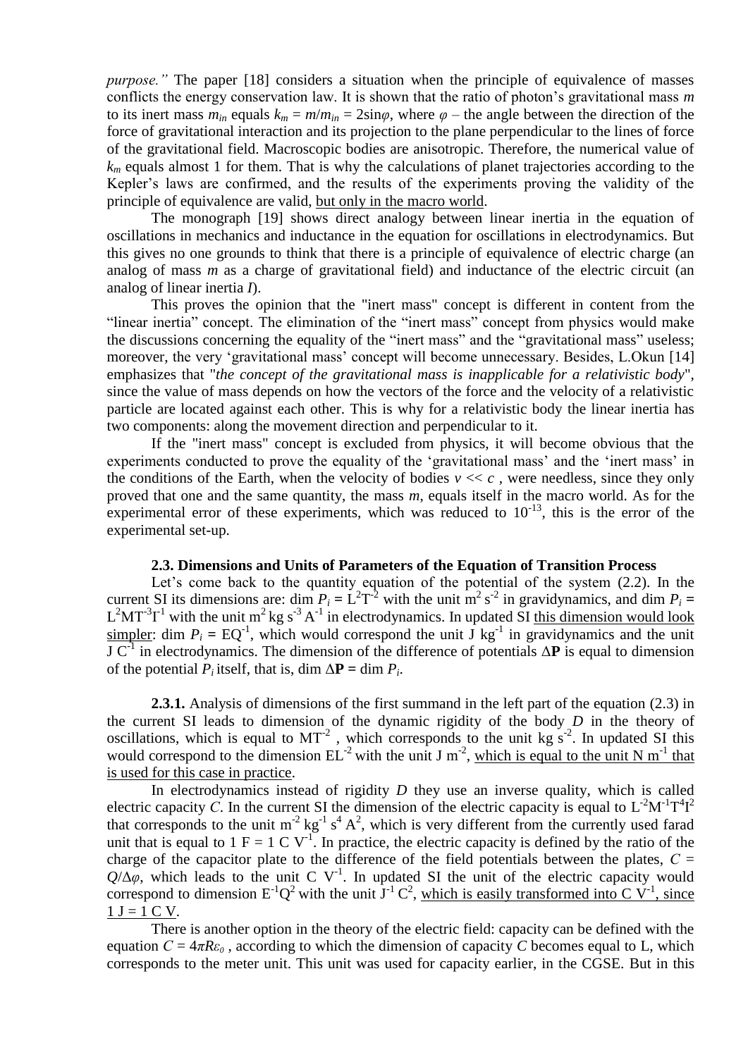*purpose."* The paper [18] considers a situation when the principle of equivalence of masses conflicts the energy conservation law. It is shown that the ratio of photon's gravitational mass $m$ to its inert mass $m_{in}$ equals $k_m = m/m_{in} = 2\sin\varphi$, where $\varphi$ – the angle between the direction of the force of gravitational interaction and its projection to the plane perpendicular to the lines of force of the gravitational field. Macroscopic bodies are anisotropic. Therefore, the numerical value of $k_m$ equals almost 1 for them. That is why the calculations of planet trajectories according to the Kepler's laws are confirmed, and the results of the experiments proving the validity of the principle of equivalence are valid, <u>but only in the macro world</u>.

The monograph [19] shows direct analogy between linear inertia in the equation of oscillations in mechanics and inductance in the equation for oscillations in electrodynamics. But this gives no one grounds to think that there is a principle of equivalence of electric charge (an analog of mass $m$ as a charge of gravitational field) and inductance of the electric circuit (an analog of linear inertia $I$).

This proves the opinion that the "inert mass" concept is different in content from the "linear inertia" concept. The elimination of the "inert mass" concept from physics would make the discussions concerning the equality of the "inert mass" and the "gravitational mass" useless; moreover, the very 'gravitational mass' concept will become unnecessary. Besides, L.Okun [14] emphasizes that "*the concept of the gravitational mass is inapplicable for a relativistic body*", since the value of mass depends on how the vectors of the force and the velocity of a relativistic particle are located against each other. This is why for a relativistic body the linear inertia has two components: along the movement direction and perpendicular to it.

If the "inert mass" concept is excluded from physics, it will become obvious that the experiments conducted to prove the equality of the 'gravitational mass' and the 'inert mass' in the conditions of the Earth, when the velocity of bodies $v << c$ , were needless, since they only proved that one and the same quantity, the mass $m$, equals itself in the macro world. As for the experimental error of these experiments, which was reduced to $10^{-13}$, this is the error of the experimental set-up.

### 2.3. Dimensions and Units of Parameters of the Equation of Transition Process

Let's come back to the quantity equation of the potential of the system (2.2). In the current SI its dimensions are: dim $P_i = L^2T^{-2}$ with the unit $m^2\,s^{-2}$ in gravidynamics, and dim $P_i = L^2MT^{-3}I^{-1}$ with the unit $m^2\,kg\,s^{-3}\,A^{-1}$ in electrodynamics. In updated SI <u>this dimension would look simpler</u>: dim $P_i = EQ^{-1}$, which would correspond the unit $J\,kg^{-1}$ in gravidynamics and the unit $J\,C^{-1}$ in electrodynamics. The dimension of the difference of potentials $\Delta\mathbf{P}$ is equal to dimension of the potential $P_i$ itself, that is, dim $\Delta\mathbf{P}$ = dim $P_i$.

**2.3.1.** Analysis of dimensions of the first summand in the left part of the equation (2.3) in the current SI leads to dimension of the dynamic rigidity of the body $D$ in the theory of oscillations, which is equal to $MT^{-2}$ , which corresponds to the unit $kg\,s^{-2}$. In updated SI this would correspond to the dimension $EL^{-2}$ with the unit $J\,m^{-2}$, <u>which is equal to the unit $N\,m^{-1}$ that is used for this case in practice</u>.

In electrodynamics instead of rigidity $D$ they use an inverse quality, which is called electric capacity $C$. In the current SI the dimension of the electric capacity is equal to $L^{-2}M^{-1}T^4I^2$ that corresponds to the unit $m^{-2}\,kg^{-1}\,s^4\,A^2$, which is very different from the currently used farad unit that is equal to $1\,F = 1\,C\,V^{-1}$. In practice, the electric capacity is defined by the ratio of the charge of the capacitor plate to the difference of the field potentials between the plates, $C = Q/\Delta\varphi$, which leads to the unit $C\,V^{-1}$. In updated SI the unit of the electric capacity would correspond to dimension $E^{-1}Q^2$ with the unit $J^{-1}\,C^2$, <u>which is easily transformed into $C\,V^{-1}$, since $1\,J = 1\,C\,V$</u>.

There is another option in the theory of the electric field: capacity can be defined with the equation $C = 4\pi R\varepsilon_0$ , according to which the dimension of capacity $C$ becomes equal to L, which corresponds to the meter unit. This unit was used for capacity earlier, in the CGSE. But in this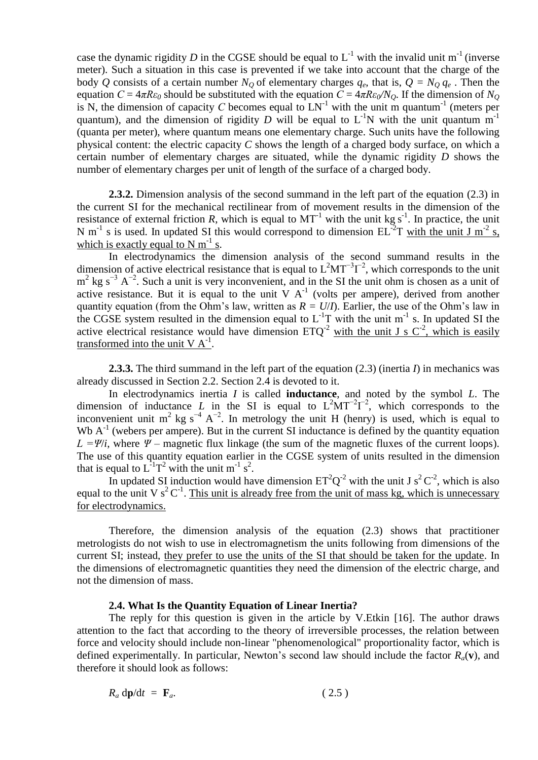case the dynamic rigidity $D$ in the CGSE should be equal to $L^{-1}$ with the invalid unit $m^{-1}$ (inverse meter). Such a situation in this case is prevented if we take into account that the charge of the body $Q$ consists of a certain number $N_Q$ of elementary charges $q_e$, that is, $Q = N_Q\, q_e$ . Then the equation $C = 4\pi R\varepsilon_0$ should be substituted with the equation $C = 4\pi R\varepsilon_0/N_Q$. If the dimension of $N_Q$ is N, the dimension of capacity $C$ becomes equal to $LN^{-1}$ with the unit m quantum$^{-1}$ (meters per quantum), and the dimension of rigidity $D$ will be equal to $L^{-1}N$ with the unit quantum $m^{-1}$ (quanta per meter), where quantum means one elementary charge. Such units have the following physical content: the electric capacity $C$ shows the length of a charged body surface, on which a certain number of elementary charges are situated, while the dynamic rigidity $D$ shows the number of elementary charges per unit of length of the surface of a charged body.

**2.3.2.** Dimension analysis of the second summand in the left part of the equation (2.3) in the current SI for the mechanical rectilinear from of movement results in the dimension of the resistance of external friction $R$, which is equal to $MT^{-1}$ with the unit kg $s^{-1}$. In practice, the unit N $m^{-1}$ s is used. In updated SI this would correspond to dimension $EL^{-2}T$ with the unit J $m^{-2}$ s, which is exactly equal to N $m^{-1}$ s.

In electrodynamics the dimension analysis of the second summand results in the dimension of active electrical resistance that is equal to $L^2MT^{-3}I^{-2}$, which corresponds to the unit $m^2$ kg $s^{-3}$ $A^{-2}$. Such a unit is very inconvenient, and in the SI the unit ohm is chosen as a unit of active resistance. But it is equal to the unit V $A^{-1}$ (volts per ampere), derived from another quantity equation (from the Ohm's law, written as $R = U/I$). Earlier, the use of the Ohm's law in the CGSE system resulted in the dimension equal to $L^{-1}T$ with the unit $m^{-1}$ s. In updated SI the active electrical resistance would have dimension $ETQ^{-2}$ with the unit J s $C^{-2}$, which is easily transformed into the unit V $A^{-1}$.

**2.3.3.** The third summand in the left part of the equation (2.3) (inertia $I$) in mechanics was already discussed in Section 2.2. Section 2.4 is devoted to it.

In electrodynamics inertia $I$ is called **inductance**, and noted by the symbol $L$. The dimension of inductance $L$ in the SI is equal to $L^2MT^{-2}I^{-2}$, which corresponds to the inconvenient unit $m^2$ kg $s^{-4}$ $A^{-2}$. In metrology the unit H (henry) is used, which is equal to Wb $A^{-1}$ (webers per ampere). But in the current SI inductance is defined by the quantity equation $L = \Psi/i$, where $\Psi$ – magnetic flux linkage (the sum of the magnetic fluxes of the current loops). The use of this quantity equation earlier in the CGSE system of units resulted in the dimension that is equal to $L^{-1}T^2$ with the unit $m^{-1}$ $s^2$.

In updated SI induction would have dimension $ET^2Q^{-2}$ with the unit J $s^2$ $C^{-2}$, which is also equal to the unit V $s^2$ $C^{-1}$. This unit is already free from the unit of mass kg, which is unnecessary for electrodynamics.

Therefore, the dimension analysis of the equation (2.3) shows that practitioner metrologists do not wish to use in electromagnetism the units following from dimensions of the current SI; instead, they prefer to use the units of the SI that should be taken for the update. In the dimensions of electromagnetic quantities they need the dimension of the electric charge, and not the dimension of mass.

### 2.4. What Is the Quantity Equation of Linear Inertia?

The reply for this question is given in the article by V.Etkin [16]. The author draws attention to the fact that according to the theory of irreversible processes, the relation between force and velocity should include non-linear "phenomenological" proportionality factor, which is defined experimentally. In particular, Newton's second law should include the factor $R_a(\mathbf{v})$, and therefore it should look as follows:

$$R_a\, d\mathbf{p}/dt \;=\; \mathbf{F}_a. \qquad (2.5)$$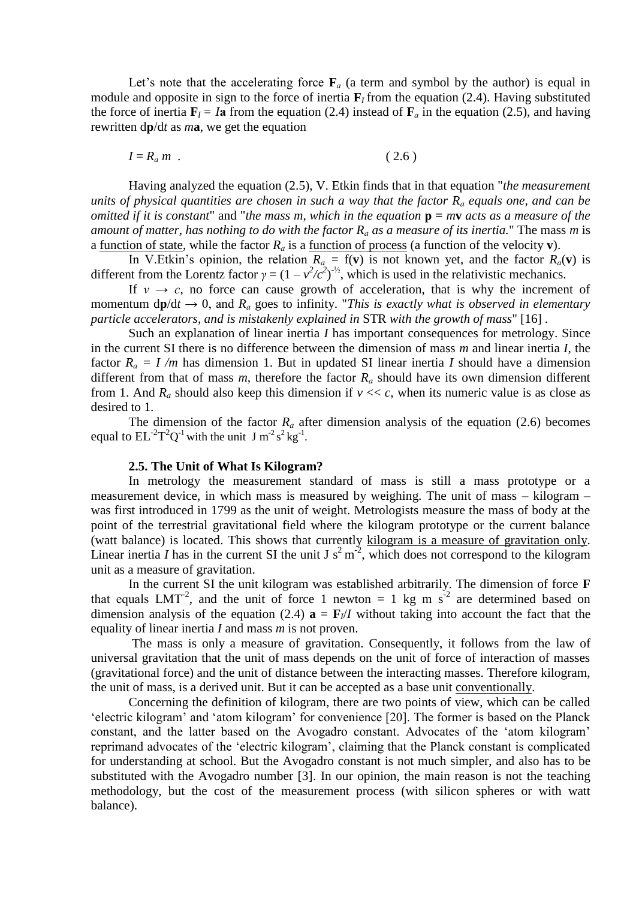Let's note that the accelerating force $\mathbf{F}_a$ (a term and symbol by the author) is equal in module and opposite in sign to the force of inertia $\mathbf{F}_I$ from the equation (2.4). Having substituted the force of inertia $\mathbf{F}_I = I\mathbf{a}$ from the equation (2.4) instead of $\mathbf{F}_a$ in the equation (2.5), and having rewritten $\mathrm{d}\mathbf{p}/\mathrm{d}t$ as $m\mathbf{a}$, we get the equation

$$I = R_a\, m \ . \qquad (2.6)$$

Having analyzed the equation (2.5), V. Etkin finds that in that equation "*the measurement units of physical quantities are chosen in such a way that the factor $R_a$ equals one, and can be omitted if it is constant*" and "*the mass m, which in the equation* $\mathbf{p} = m\mathbf{v}$ *acts as a measure of the amount of matter, has nothing to do with the factor $R_a$ as a measure of its inertia.*" The mass $m$ is a function of state, while the factor $R_a$ is a function of process (a function of the velocity $\mathbf{v}$).

In V.Etkin's opinion, the relation $R_a = \mathrm{f}(\mathbf{v})$ is not known yet, and the factor $R_a(\mathbf{v})$ is different from the Lorentz factor $\gamma = (1 - v^2/c^2)^{-1/2}$, which is used in the relativistic mechanics.

If $v \rightarrow c$, no force can cause growth of acceleration, that is why the increment of momentum $\mathrm{d}\mathbf{p}/\mathrm{d}t \rightarrow 0$, and $R_a$ goes to infinity. "*This is exactly what is observed in elementary particle accelerators, and is mistakenly explained in* STR *with the growth of mass*" [16] .

Such an explanation of linear inertia $I$ has important consequences for metrology. Since in the current SI there is no difference between the dimension of mass $m$ and linear inertia $I$, the factor $R_a = I / m$ has dimension 1. But in updated SI linear inertia $I$ should have a dimension different from that of mass $m$, therefore the factor $R_a$ should have its own dimension different from 1. And $R_a$ should also keep this dimension if $v << c$, when its numeric value is as close as desired to 1.

The dimension of the factor $R_a$ after dimension analysis of the equation (2.6) becomes equal to $\mathrm{EL}^{-2}\mathrm{T}^{2}\mathrm{Q}^{-1}$ with the unit $\mathrm{J\ m^{-2}\ s^{2}\ kg^{-1}}$.

### 2.5. The Unit of What Is Kilogram?

In metrology the measurement standard of mass is still a mass prototype or a measurement device, in which mass is measured by weighing. The unit of mass – kilogram – was first introduced in 1799 as the unit of weight. Metrologists measure the mass of body at the point of the terrestrial gravitational field where the kilogram prototype or the current balance (watt balance) is located. This shows that currently kilogram is a measure of gravitation only. Linear inertia $I$ has in the current SI the unit $\mathrm{J\ s^{2}\ m^{-2}}$, which does not correspond to the kilogram unit as a measure of gravitation.

In the current SI the unit kilogram was established arbitrarily. The dimension of force $\mathbf{F}$ that equals $\mathrm{LMT}^{-2}$, and the unit of force 1 newton = 1 kg m $\mathrm{s}^{-2}$ are determined based on dimension analysis of the equation (2.4) $\mathbf{a} = \mathbf{F}_I/I$ without taking into account the fact that the equality of linear inertia $I$ and mass $m$ is not proven.

The mass is only a measure of gravitation. Consequently, it follows from the law of universal gravitation that the unit of mass depends on the unit of force of interaction of masses (gravitational force) and the unit of distance between the interacting masses. Therefore kilogram, the unit of mass, is a derived unit. But it can be accepted as a base unit conventionally.

Concerning the definition of kilogram, there are two points of view, which can be called 'electric kilogram' and 'atom kilogram' for convenience [20]. The former is based on the Planck constant, and the latter based on the Avogadro constant. Advocates of the 'atom kilogram' reprimand advocates of the 'electric kilogram', claiming that the Planck constant is complicated for understanding at school. But the Avogadro constant is not much simpler, and also has to be substituted with the Avogadro number [3]. In our opinion, the main reason is not the teaching methodology, but the cost of the measurement process (with silicon spheres or with watt balance).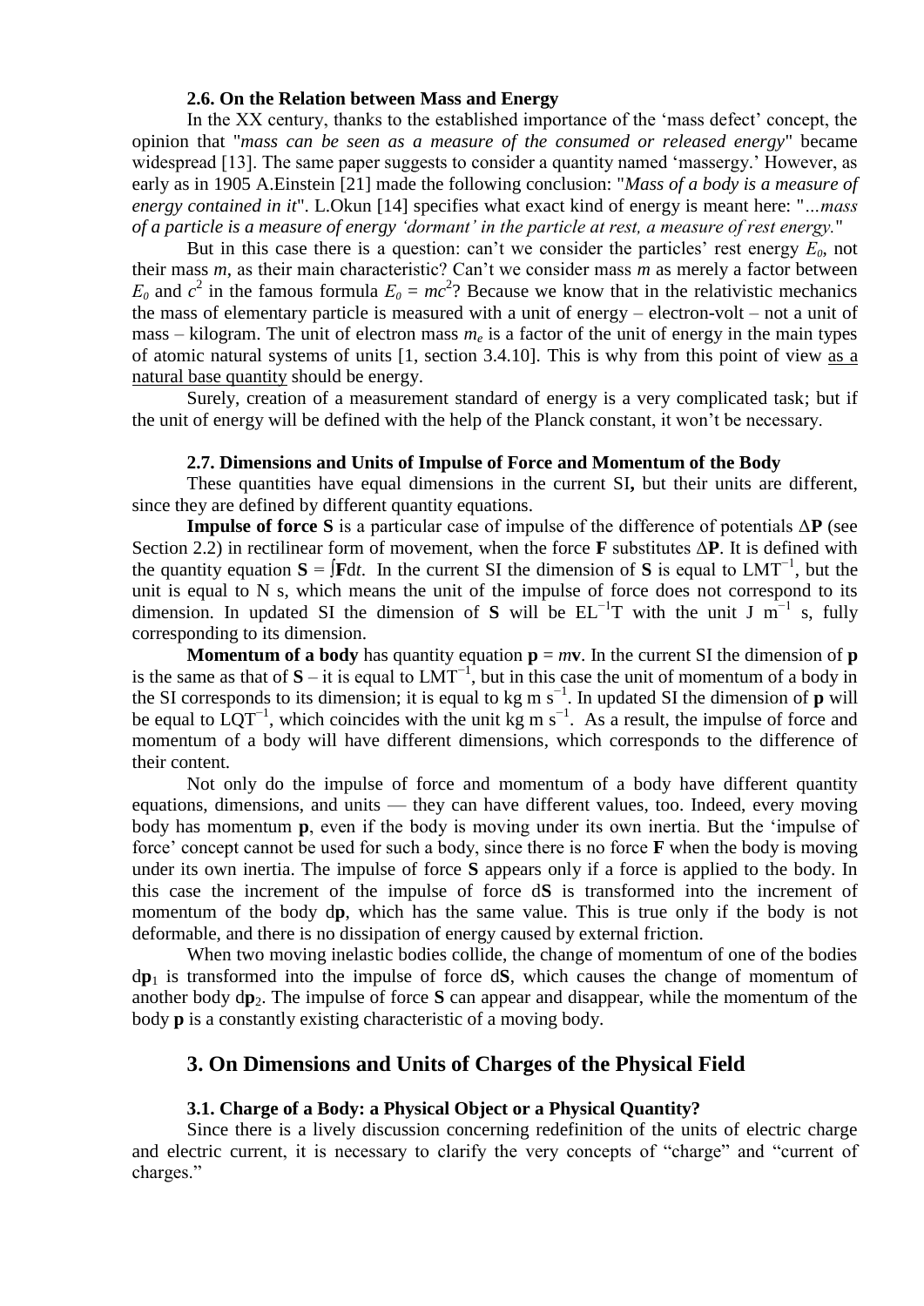### 2.6. On the Relation between Mass and Energy

In the XX century, thanks to the established importance of the 'mass defect' concept, the opinion that "*mass can be seen as a measure of the consumed or released energy*" became widespread [13]. The same paper suggests to consider a quantity named 'massergy.' However, as early as in 1905 A.Einstein [21] made the following conclusion: "*Mass of a body is a measure of energy contained in it*". L.Okun [14] specifies what exact kind of energy is meant here: "*…mass of a particle is a measure of energy 'dormant' in the particle at rest, a measure of rest energy.*"

But in this case there is a question: can't we consider the particles' rest energy $E_0$, not their mass $m$, as their main characteristic? Can't we consider mass $m$ as merely a factor between $E_0$ and $c^2$ in the famous formula $E_0 = mc^2$? Because we know that in the relativistic mechanics the mass of elementary particle is measured with a unit of energy – electron-volt – not a unit of mass – kilogram. The unit of electron mass $m_e$ is a factor of the unit of energy in the main types of atomic natural systems of units [1, section 3.4.10]. This is why from this point of view as a natural base quantity should be energy.

Surely, creation of a measurement standard of energy is a very complicated task; but if the unit of energy will be defined with the help of the Planck constant, it won't be necessary.

### 2.7. Dimensions and Units of Impulse of Force and Momentum of the Body

These quantities have equal dimensions in the current SI**,** but their units are different, since they are defined by different quantity equations.

**Impulse of force S** is a particular case of impulse of the difference of potentials $\Delta\mathbf{P}$ (see Section 2.2) in rectilinear form of movement, when the force $\mathbf{F}$ substitutes $\Delta\mathbf{P}$. It is defined with the quantity equation $\mathbf{S} = \int\mathbf{F}dt$. In the current SI the dimension of $\mathbf{S}$ is equal to $\mathrm{LMT}^{-1}$, but the unit is equal to N s, which means the unit of the impulse of force does not correspond to its dimension. In updated SI the dimension of $\mathbf{S}$ will be $\mathrm{EL}^{-1}\mathrm{T}$ with the unit J $\mathrm{m}^{-1}$ s, fully corresponding to its dimension.

**Momentum of a body** has quantity equation $\mathbf{p} = m\mathbf{v}$. In the current SI the dimension of $\mathbf{p}$ is the same as that of $\mathbf{S}$ – it is equal to $\mathrm{LMT}^{-1}$, but in this case the unit of momentum of a body in the SI corresponds to its dimension; it is equal to kg m $\mathrm{s}^{-1}$. In updated SI the dimension of $\mathbf{p}$ will be equal to $\mathrm{LQT}^{-1}$, which coincides with the unit kg m $\mathrm{s}^{-1}$. As a result, the impulse of force and momentum of a body will have different dimensions, which corresponds to the difference of their content.

Not only do the impulse of force and momentum of a body have different quantity equations, dimensions, and units — they can have different values, too. Indeed, every moving body has momentum $\mathbf{p}$, even if the body is moving under its own inertia. But the 'impulse of force' concept cannot be used for such a body, since there is no force $\mathbf{F}$ when the body is moving under its own inertia. The impulse of force $\mathbf{S}$ appears only if a force is applied to the body. In this case the increment of the impulse of force $d\mathbf{S}$ is transformed into the increment of momentum of the body $d\mathbf{p}$, which has the same value. This is true only if the body is not deformable, and there is no dissipation of energy caused by external friction.

When two moving inelastic bodies collide, the change of momentum of one of the bodies $d\mathbf{p}_1$ is transformed into the impulse of force $d\mathbf{S}$, which causes the change of momentum of another body $d\mathbf{p}_2$. The impulse of force $\mathbf{S}$ can appear and disappear, while the momentum of the body $\mathbf{p}$ is a constantly existing characteristic of a moving body.

## 3. On Dimensions and Units of Charges of the Physical Field

### 3.1. Charge of a Body: a Physical Object or a Physical Quantity?

Since there is a lively discussion concerning redefinition of the units of electric charge and electric current, it is necessary to clarify the very concepts of "charge" and "current of charges."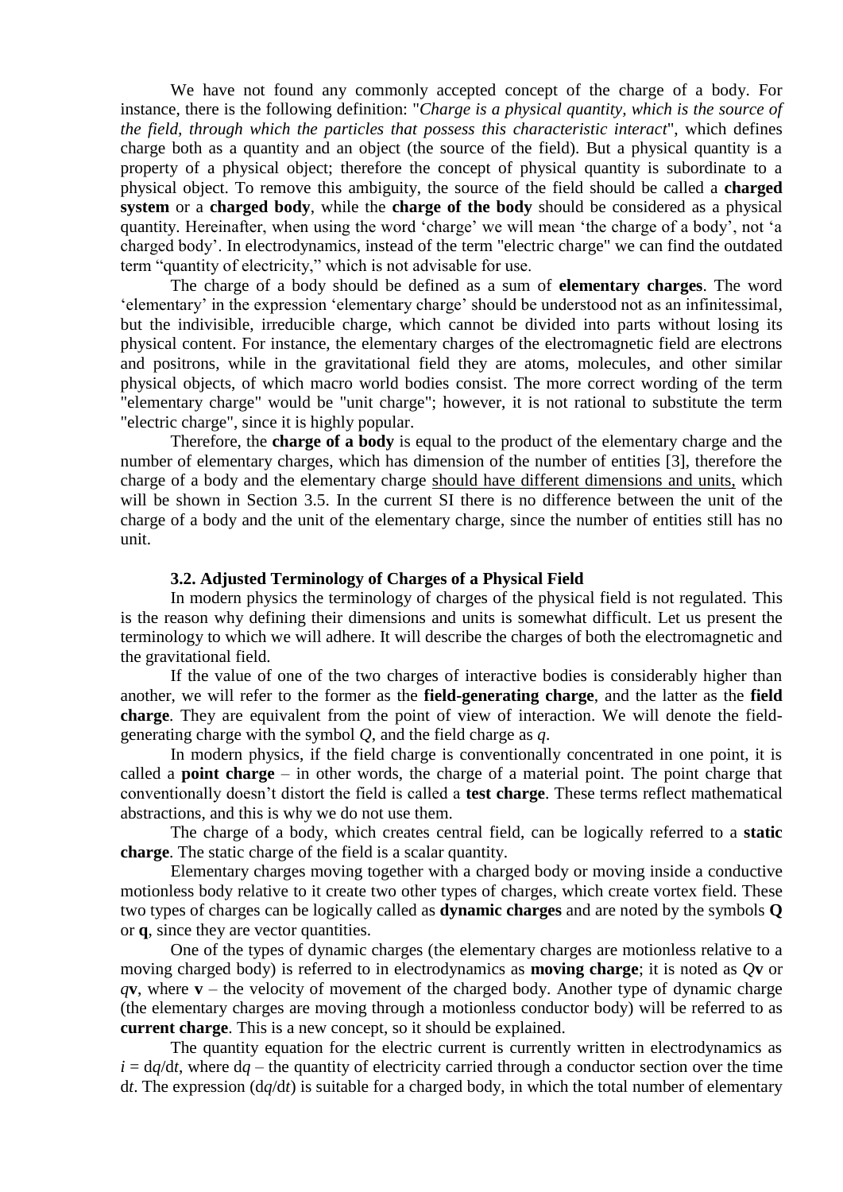We have not found any commonly accepted concept of the charge of a body. For instance, there is the following definition: "*Charge is a physical quantity, which is the source of the field, through which the particles that possess this characteristic interact*", which defines charge both as a quantity and an object (the source of the field). But a physical quantity is a property of a physical object; therefore the concept of physical quantity is subordinate to a physical object. To remove this ambiguity, the source of the field should be called a **charged system** or a **charged body**, while the **charge of the body** should be considered as a physical quantity. Hereinafter, when using the word 'charge' we will mean 'the charge of a body', not 'a charged body'. In electrodynamics, instead of the term "electric charge" we can find the outdated term "quantity of electricity," which is not advisable for use.

The charge of a body should be defined as a sum of **elementary charges**. The word 'elementary' in the expression 'elementary charge' should be understood not as an infinitessimal, but the indivisible, irreducible charge, which cannot be divided into parts without losing its physical content. For instance, the elementary charges of the electromagnetic field are electrons and positrons, while in the gravitational field they are atoms, molecules, and other similar physical objects, of which macro world bodies consist. The more correct wording of the term "elementary charge" would be "unit charge"; however, it is not rational to substitute the term "electric charge", since it is highly popular.

Therefore, the **charge of a body** is equal to the product of the elementary charge and the number of elementary charges, which has dimension of the number of entities [3], therefore the charge of a body and the elementary charge should have different dimensions and units, which will be shown in Section 3.5. In the current SI there is no difference between the unit of the charge of a body and the unit of the elementary charge, since the number of entities still has no unit.

### 3.2. Adjusted Terminology of Charges of a Physical Field

In modern physics the terminology of charges of the physical field is not regulated. This is the reason why defining their dimensions and units is somewhat difficult. Let us present the terminology to which we will adhere. It will describe the charges of both the electromagnetic and the gravitational field.

If the value of one of the two charges of interactive bodies is considerably higher than another, we will refer to the former as the **field-generating charge**, and the latter as the **field charge**. They are equivalent from the point of view of interaction. We will denote the field-generating charge with the symbol $Q$, and the field charge as $q$.

In modern physics, if the field charge is conventionally concentrated in one point, it is called a **point charge** – in other words, the charge of a material point. The point charge that conventionally doesn't distort the field is called a **test charge**. These terms reflect mathematical abstractions, and this is why we do not use them.

The charge of a body, which creates central field, can be logically referred to a **static charge**. The static charge of the field is a scalar quantity.

Elementary charges moving together with a charged body or moving inside a conductive motionless body relative to it create two other types of charges, which create vortex field. These two types of charges can be logically called as **dynamic charges** and are noted by the symbols $\mathbf{Q}$ or $\mathbf{q}$, since they are vector quantities.

One of the types of dynamic charges (the elementary charges are motionless relative to a moving charged body) is referred to in electrodynamics as **moving charge**; it is noted as $Q\mathbf{v}$ or $q\mathbf{v}$, where $\mathbf{v}$ – the velocity of movement of the charged body. Another type of dynamic charge (the elementary charges are moving through a motionless conductor body) will be referred to as **current charge**. This is a new concept, so it should be explained.

The quantity equation for the electric current is currently written in electrodynamics as $i = \mathrm{d}q/\mathrm{d}t$, where $\mathrm{d}q$ – the quantity of electricity carried through a conductor section over the time $\mathrm{d}t$. The expression ($\mathrm{d}q/\mathrm{d}t$) is suitable for a charged body, in which the total number of elementary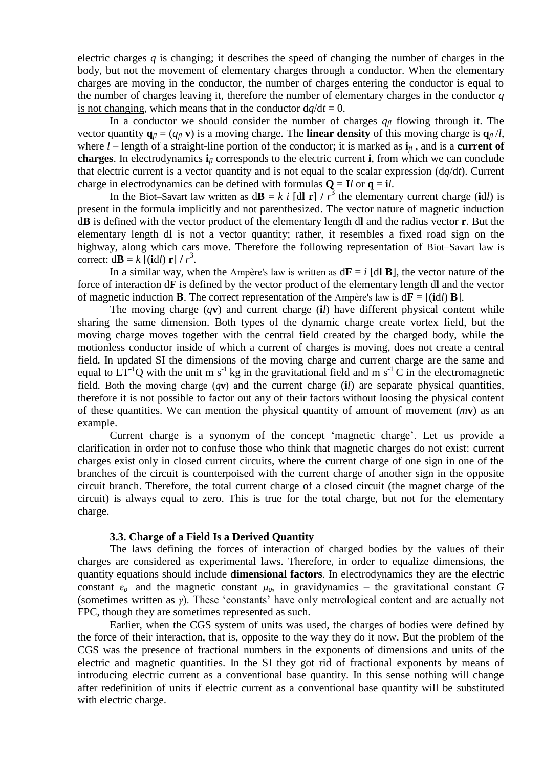electric charges $q$ is changing; it describes the speed of changing the number of charges in the body, but not the movement of elementary charges through a conductor. When the elementary charges are moving in the conductor, the number of charges entering the conductor is equal to the number of charges leaving it, therefore the number of elementary charges in the conductor $q$ is not changing, which means that in the conductor $dq/dt = 0$.

In a conductor we should consider the number of charges $q_{fl}$ flowing through it. The vector quantity $\mathbf{q}_{fl} = (q_{fl}\,\mathbf{v})$ is a moving charge. The **linear density** of this moving charge is $\mathbf{q}_{fl}/l$, where $l$ – length of a straight-line portion of the conductor; it is marked as $\mathbf{i}_{fl}$, and is a **current of charges**. In electrodynamics $\mathbf{i}_{fl}$ corresponds to the electric current $\mathbf{i}$, from which we can conclude that electric current is a vector quantity and is not equal to the scalar expression ($dq/dt$). Current charge in electrodynamics can be defined with formulas $\mathbf{Q} = \mathbf{I}l$ or $\mathbf{q} = \mathbf{i}l$.

In the Biot–Savart law written as $d\mathbf{B} = k\, i\, [d\mathbf{l}\;\mathbf{r}] / r^3$ the elementary current charge ($\mathbf{i}dl$) is present in the formula implicitly and not parenthesized. The vector nature of magnetic induction $d\mathbf{B}$ is defined with the vector product of the elementary length $d\mathbf{l}$ and the radius vector $\mathbf{r}$. But the elementary length $d\mathbf{l}$ is not a vector quantity; rather, it resembles a fixed road sign on the highway, along which cars move. Therefore the following representation of Biot–Savart law is correct: $d\mathbf{B} = k\,[(\mathbf{i}dl)\;\mathbf{r}] / r^3$.

In a similar way, when the Ampère's law is written as $d\mathbf{F} = i\,[d\mathbf{l}\;\mathbf{B}]$, the vector nature of the force of interaction $d\mathbf{F}$ is defined by the vector product of the elementary length $d\mathbf{l}$ and the vector of magnetic induction $\mathbf{B}$. The correct representation of the Ampère's law is $d\mathbf{F} = [(\mathbf{i}dl)\;\mathbf{B}]$.

The moving charge ($q\mathbf{v}$) and current charge ($\mathbf{i}l$) have different physical content while sharing the same dimension. Both types of the dynamic charge create vortex field, but the moving charge moves together with the central field created by the charged body, while the motionless conductor inside of which a current of charges is moving, does not create a central field. In updated SI the dimensions of the moving charge and current charge are the same and equal to $LT^{-1}Q$ with the unit m s$^{-1}$ kg in the gravitational field and m s$^{-1}$ C in the electromagnetic field. Both the moving charge ($q\mathbf{v}$) and the current charge ($\mathbf{i}l$) are separate physical quantities, therefore it is not possible to factor out any of their factors without loosing the physical content of these quantities. We can mention the physical quantity of amount of movement ($m\mathbf{v}$) as an example.

Current charge is a synonym of the concept 'magnetic charge'. Let us provide a clarification in order not to confuse those who think that magnetic charges do not exist: current charges exist only in closed current circuits, where the current charge of one sign in one of the branches of the circuit is counterpoised with the current charge of another sign in the opposite circuit branch. Therefore, the total current charge of a closed circuit (the magnet charge of the circuit) is always equal to zero. This is true for the total charge, but not for the elementary charge.

### 3.3. Charge of a Field Is a Derived Quantity

The laws defining the forces of interaction of charged bodies by the values of their charges are considered as experimental laws. Therefore, in order to equalize dimensions, the quantity equations should include **dimensional factors**. In electrodynamics they are the electric constant $\varepsilon_0$ and the magnetic constant $\mu_0$, in gravidynamics – the gravitational constant $G$ (sometimes written as $\gamma$). These 'constants' have only metrological content and are actually not FPC, though they are sometimes represented as such.

Earlier, when the CGS system of units was used, the charges of bodies were defined by the force of their interaction, that is, opposite to the way they do it now. But the problem of the CGS was the presence of fractional numbers in the exponents of dimensions and units of the electric and magnetic quantities. In the SI they got rid of fractional exponents by means of introducing electric current as a conventional base quantity. In this sense nothing will change after redefinition of units if electric current as a conventional base quantity will be substituted with electric charge.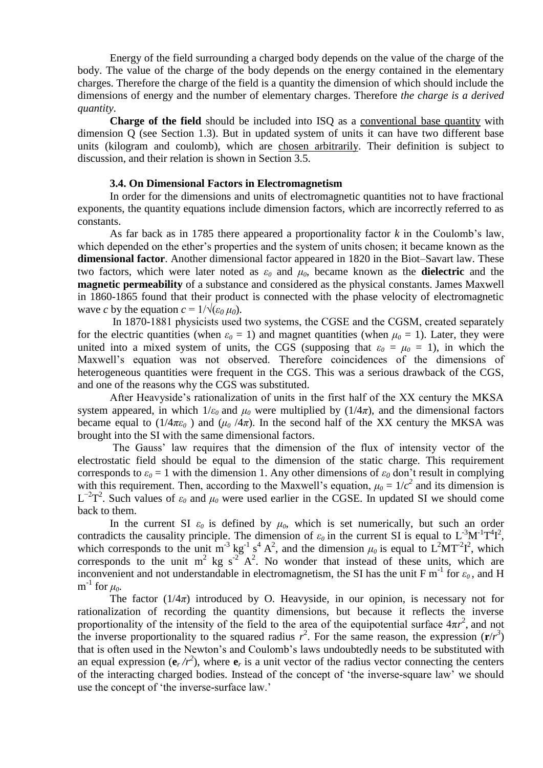Energy of the field surrounding a charged body depends on the value of the charge of the body. The value of the charge of the body depends on the energy contained in the elementary charges. Therefore the charge of the field is a quantity the dimension of which should include the dimensions of energy and the number of elementary charges. Therefore *the charge is a derived quantity*.

**Charge of the field** should be included into ISQ as a conventional base quantity with dimension Q (see Section 1.3). But in updated system of units it can have two different base units (kilogram and coulomb), which are chosen arbitrarily. Their definition is subject to discussion, and their relation is shown in Section 3.5.

### 3.4. On Dimensional Factors in Electromagnetism

In order for the dimensions and units of electromagnetic quantities not to have fractional exponents, the quantity equations include dimension factors, which are incorrectly referred to as constants.

As far back as in 1785 there appeared a proportionality factor $k$ in the Coulomb's law, which depended on the ether's properties and the system of units chosen; it became known as the **dimensional factor**. Another dimensional factor appeared in 1820 in the Biot–Savart law. These two factors, which were later noted as $\varepsilon_0$ and $\mu_0$, became known as the **dielectric** and the **magnetic permeability** of a substance and considered as the physical constants. James Maxwell in 1860-1865 found that their product is connected with the phase velocity of electromagnetic wave $c$ by the equation $c = 1/\sqrt{(\varepsilon_0 \mu_0)}$.

In 1870-1881 physicists used two systems, the CGSE and the CGSM, created separately for the electric quantities (when $\varepsilon_0 = 1$) and magnet quantities (when $\mu_0 = 1$). Later, they were united into a mixed system of units, the CGS (supposing that $\varepsilon_0 = \mu_0 = 1$), in which the Maxwell's equation was not observed. Therefore coincidences of the dimensions of heterogeneous quantities were frequent in the CGS. This was a serious drawback of the CGS, and one of the reasons why the CGS was substituted.

After Heavyside's rationalization of units in the first half of the XX century the MKSA system appeared, in which $1/\varepsilon_0$ and $\mu_0$ were multiplied by $(1/4\pi)$, and the dimensional factors became equal to $(1/4\pi\varepsilon_0)$ and $(\mu_0/4\pi)$. In the second half of the XX century the MKSA was brought into the SI with the same dimensional factors.

The Gauss' law requires that the dimension of the flux of intensity vector of the electrostatic field should be equal to the dimension of the static charge. This requirement corresponds to $\varepsilon_0 = 1$ with the dimension 1. Any other dimensions of $\varepsilon_0$ don't result in complying with this requirement. Then, according to the Maxwell's equation, $\mu_0 = 1/c^2$ and its dimension is $L^{-2}T^2$. Such values of $\varepsilon_0$ and $\mu_0$ were used earlier in the CGSE. In updated SI we should come back to them.

In the current SI $\varepsilon_0$ is defined by $\mu_0$, which is set numerically, but such an order contradicts the causality principle. The dimension of $\varepsilon_0$ in the current SI is equal to $L^{-3}M^{-1}T^4I^2$, which corresponds to the unit $m^{-3}\ kg^{-1}\ s^4\ A^2$, and the dimension $\mu_0$ is equal to $L^2MT^{-2}I^2$, which corresponds to the unit $m^2\ kg\ s^{-2}\ A^2$. No wonder that instead of these units, which are inconvenient and not understandable in electromagnetism, the SI has the unit F $m^{-1}$ for $\varepsilon_0$, and H $m^{-1}$ for $\mu_0$.

The factor $(1/4\pi)$ introduced by O. Heavyside, in our opinion, is necessary not for rationalization of recording the quantity dimensions, but because it reflects the inverse proportionality of the intensity of the field to the area of the equipotential surface $4\pi r^2$, and not the inverse proportionality to the squared radius $r^2$. For the same reason, the expression $(\mathbf{r}/r^3)$ that is often used in the Newton's and Coulomb's laws undoubtedly needs to be substituted with an equal expression $(\mathbf{e}_r/r^2)$, where $\mathbf{e}_r$ is a unit vector of the radius vector connecting the centers of the interacting charged bodies. Instead of the concept of 'the inverse-square law' we should use the concept of 'the inverse-surface law.'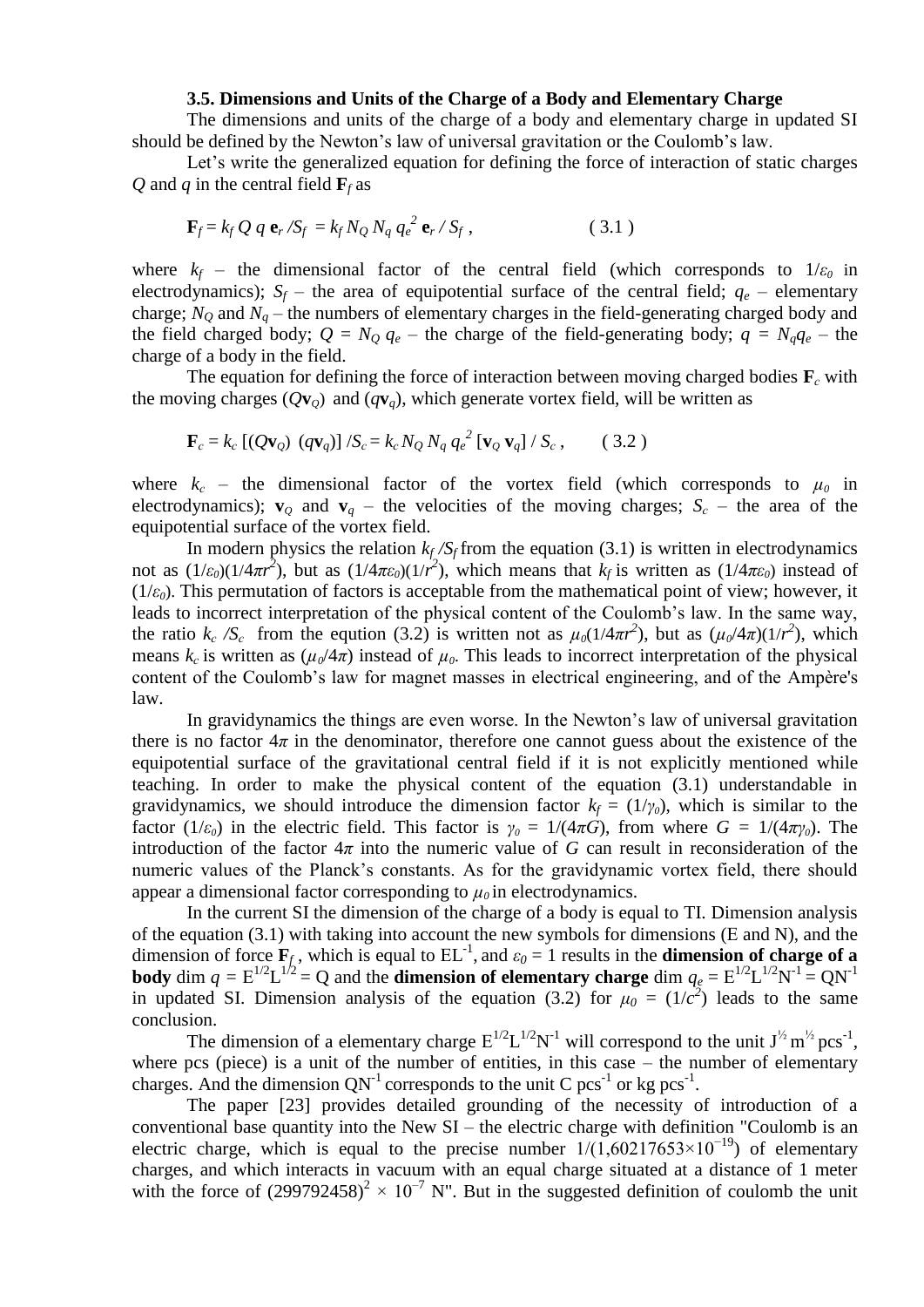### 3.5. Dimensions and Units of the Charge of a Body and Elementary Charge

The dimensions and units of the charge of a body and elementary charge in updated SI should be defined by the Newton's law of universal gravitation or the Coulomb's law.

Let's write the generalized equation for defining the force of interaction of static charges $Q$ and $q$ in the central field $\mathbf{F}_f$ as

$$\mathbf{F}_f = k_f\, Q\, q\, \mathbf{e}_r / S_f = k_f\, N_Q\, N_q\, q_e^2\, \mathbf{e}_r / S_f\,, \qquad (3.1)$$

where $k_f$ – the dimensional factor of the central field (which corresponds to $1/\varepsilon_0$ in electrodynamics); $S_f$ – the area of equipotential surface of the central field; $q_e$ – elementary charge; $N_Q$ and $N_q$ – the numbers of elementary charges in the field-generating charged body and the field charged body; $Q = N_Q\, q_e$ – the charge of the field-generating body; $q = N_q q_e$ – the charge of a body in the field.

The equation for defining the force of interaction between moving charged bodies $\mathbf{F}_c$ with the moving charges ($Q\mathbf{v}_Q$) and ($q\mathbf{v}_q$), which generate vortex field, will be written as

$$\mathbf{F}_c = k_c\, [(Q\mathbf{v}_Q)\ (q\mathbf{v}_q)] / S_c = k_c\, N_Q\, N_q\, q_e^2\, [\mathbf{v}_Q\, \mathbf{v}_q] / S_c\,, \qquad (3.2)$$

where $k_c$ – the dimensional factor of the vortex field (which corresponds to $\mu_0$ in electrodynamics); $\mathbf{v}_Q$ and $\mathbf{v}_q$ – the velocities of the moving charges; $S_c$ – the area of the equipotential surface of the vortex field.

In modern physics the relation $k_f / S_f$ from the equation (3.1) is written in electrodynamics not as $(1/\varepsilon_0)(1/4\pi r^2)$, but as $(1/4\pi\varepsilon_0)(1/r^2)$, which means that $k_f$ is written as $(1/4\pi\varepsilon_0)$ instead of $(1/\varepsilon_0)$. This permutation of factors is acceptable from the mathematical point of view; however, it leads to incorrect interpretation of the physical content of the Coulomb's law. In the same way, the ratio $k_c / S_c$ from the eqution (3.2) is written not as $\mu_0(1/4\pi r^2)$, but as $(\mu_0/4\pi)(1/r^2)$, which means $k_c$ is written as $(\mu_0/4\pi)$ instead of $\mu_0$. This leads to incorrect interpretation of the physical content of the Coulomb's law for magnet masses in electrical engineering, and of the Ampère's law.

In gravidynamics the things are even worse. In the Newton's law of universal gravitation there is no factor $4\pi$ in the denominator, therefore one cannot guess about the existence of the equipotential surface of the gravitational central field if it is not explicitly mentioned while teaching. In order to make the physical content of the equation (3.1) understandable in gravidynamics, we should introduce the dimension factor $k_f = (1/\gamma_0)$, which is similar to the factor $(1/\varepsilon_0)$ in the electric field. This factor is $\gamma_0 = 1/(4\pi G)$, from where $G = 1/(4\pi\gamma_0)$. The introduction of the factor $4\pi$ into the numeric value of $G$ can result in reconsideration of the numeric values of the Planck's constants. As for the gravidynamic vortex field, there should appear a dimensional factor corresponding to $\mu_0$ in electrodynamics.

In the current SI the dimension of the charge of a body is equal to TI. Dimension analysis of the equation (3.1) with taking into account the new symbols for dimensions (E and N), and the dimension of force $\mathbf{F}_f$, which is equal to $\mathrm{EL^{-1}}$, and $\varepsilon_0 = 1$ results in the **dimension of charge of a body** dim $q = \mathrm{E^{1/2}L^{1/2}} = \mathrm{Q}$ and the **dimension of elementary charge** dim $q_e = \mathrm{E^{1/2}L^{1/2}N^{-1}} = \mathrm{QN^{-1}}$ in updated SI. Dimension analysis of the equation (3.2) for $\mu_0 = (1/c^2)$ leads to the same conclusion.

The dimension of a elementary charge $\mathrm{E^{1/2}L^{1/2}N^{-1}}$ will correspond to the unit $\mathrm{J^{1/2}\,m^{1/2}\,pcs^{-1}}$, where pcs (piece) is a unit of the number of entities, in this case – the number of elementary charges. And the dimension $\mathrm{QN^{-1}}$ corresponds to the unit $\mathrm{C\ pcs^{-1}}$ or $\mathrm{kg\ pcs^{-1}}$.

The paper [23] provides detailed grounding of the necessity of introduction of a conventional base quantity into the New SI – the electric charge with definition "Coulomb is an electric charge, which is equal to the precise number $1/(1{,}60217653\times10^{-19})$ of elementary charges, and which interacts in vacuum with an equal charge situated at a distance of 1 meter with the force of $(299792458)^2 \times 10^{-7}$ N". But in the suggested definition of coulomb the unit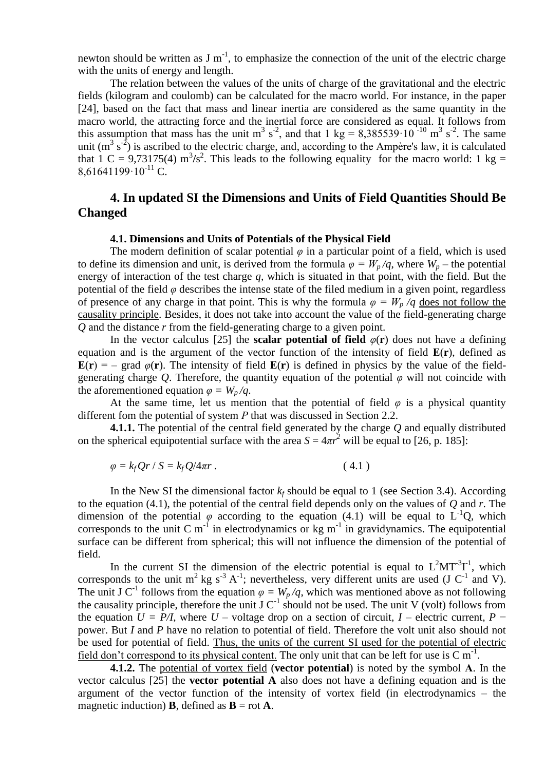newton should be written as J $m^{-1}$, to emphasize the connection of the unit of the electric charge with the units of energy and length.

The relation between the values of the units of charge of the gravitational and the electric fields (kilogram and coulomb) can be calculated for the macro world. For instance, in the paper [24], based on the fact that mass and linear inertia are considered as the same quantity in the macro world, the attracting force and the inertial force are considered as equal. It follows from this assumption that mass has the unit $m^3$ $s^{-2}$, and that 1 kg = $8{,}385539 \cdot 10^{-10}$ $m^3$ $s^{-2}$. The same unit ($m^3$ $s^{-2}$) is ascribed to the electric charge, and, according to the Ampère's law, it is calculated that 1 C = 9,73175(4) $m^3/s^2$. This leads to the following equality for the macro world: 1 kg = $8{,}61641199 \cdot 10^{-11}$ C.

## 4. In updated SI the Dimensions and Units of Field Quantities Should Be Changed

### 4.1. Dimensions and Units of Potentials of the Physical Field

The modern definition of scalar potential $\varphi$ in a particular point of a field, which is used to define its dimension and unit, is derived from the formula $\varphi = W_p / q$, where $W_p$ – the potential energy of interaction of the test charge $q$, which is situated in that point, with the field. But the potential of the field $\varphi$ describes the intense state of the filed medium in a given point, regardless of presence of any charge in that point. This is why the formula $\varphi = W_p / q$ does not follow the causality principle. Besides, it does not take into account the value of the field-generating charge $Q$ and the distance $r$ from the field-generating charge to a given point.

In the vector calculus [25] the **scalar potential of field** $\varphi(\mathbf{r})$ does not have a defining equation and is the argument of the vector function of the intensity of field $\mathbf{E}(\mathbf{r})$, defined as $\mathbf{E}(\mathbf{r}) = -\operatorname{grad} \varphi(\mathbf{r})$. The intensity of field $\mathbf{E}(\mathbf{r})$ is defined in physics by the value of the field-generating charge $Q$. Therefore, the quantity equation of the potential $\varphi$ will not coincide with the aforementioned equation $\varphi = W_p / q$.

At the same time, let us mention that the potential of field $\varphi$ is a physical quantity different fom the potential of system $P$ that was discussed in Section 2.2.

**4.1.1.** The potential of the central field generated by the charge $Q$ and equally distributed on the spherical equipotential surface with the area $S = 4\pi r^2$ will be equal to [26, p. 185]:

$$\varphi = k_f Q r / S = k_f Q / 4\pi r \,. \qquad (4.1)$$

In the New SI the dimensional factor $k_f$ should be equal to 1 (see Section 3.4). According to the equation (4.1), the potential of the central field depends only on the values of $Q$ and $r$. The dimension of the potential $\varphi$ according to the equation (4.1) will be equal to $L^{-1}Q$, which corresponds to the unit C $m^{-1}$ in electrodynamics or kg $m^{-1}$ in gravidynamics. The equipotential surface can be different from spherical; this will not influence the dimension of the potential of field.

In the current SI the dimension of the electric potential is equal to $L^2MT^{-3}I^{-1}$, which corresponds to the unit $m^2$ kg $s^{-3}$ $A^{-1}$; nevertheless, very different units are used (J $C^{-1}$ and V). The unit J $C^{-1}$ follows from the equation $\varphi = W_p / q$, which was mentioned above as not following the causality principle, therefore the unit J $C^{-1}$ should not be used. The unit V (volt) follows from the equation $U = P/I$, where $U$ – voltage drop on a section of circuit, $I$ – electric current, $P$ − power. But $I$ and $P$ have no relation to potential of field. Therefore the volt unit also should not be used for potential of field. Thus, the units of the current SI used for the potential of electric field don't correspond to its physical content. The only unit that can be left for use is C $m^{-1}$.

**4.1.2.** The potential of vortex field (**vector potential**) is noted by the symbol $\mathbf{A}$. In the vector calculus [25] the **vector potential A** also does not have a defining equation and is the argument of the vector function of the intensity of vortex field (in electrodynamics – the magnetic induction) $\mathbf{B}$, defined as $\mathbf{B} = \operatorname{rot} \mathbf{A}$.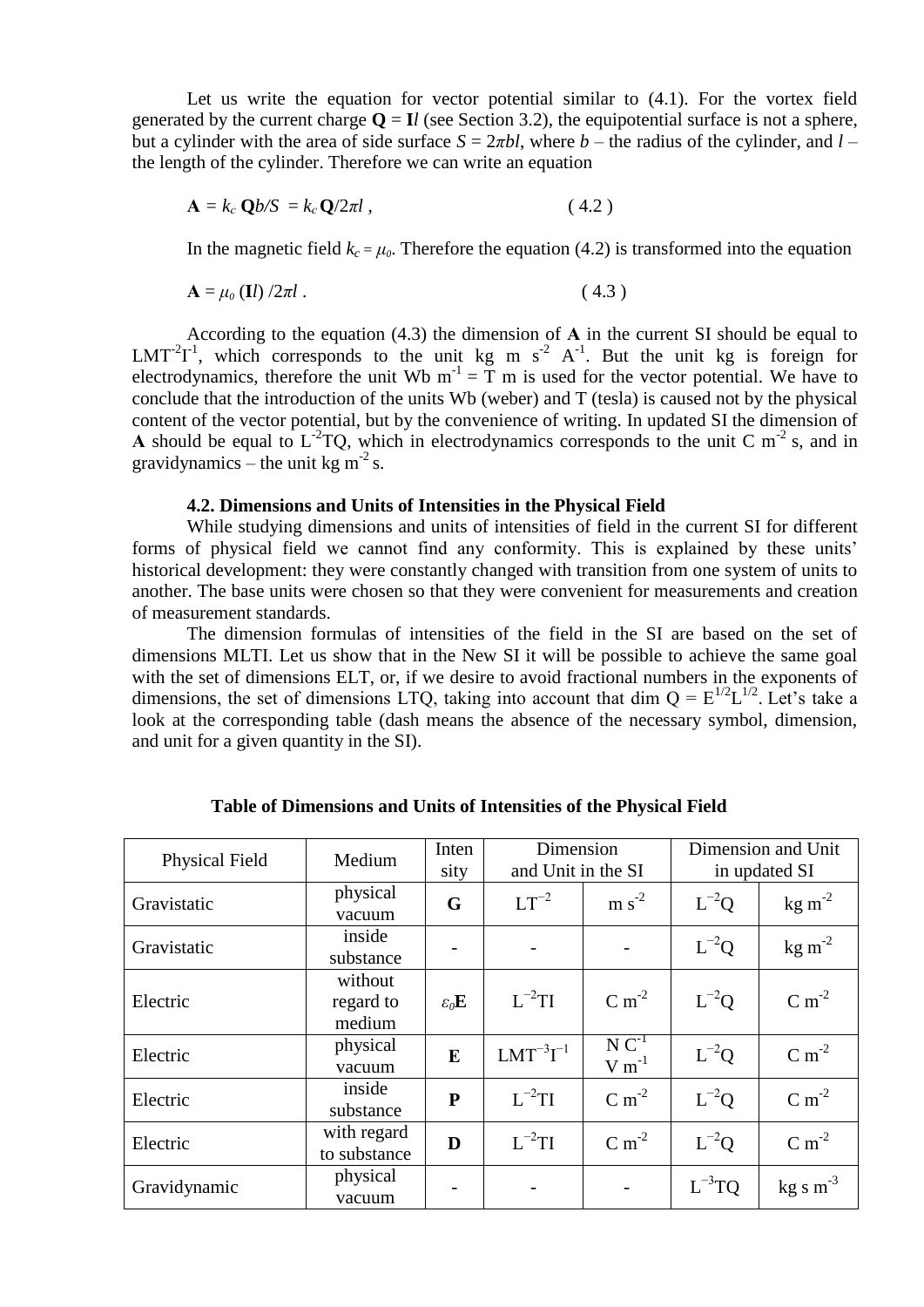Let us write the equation for vector potential similar to (4.1). For the vortex field generated by the current charge $\mathbf{Q} = \mathbf{I}l$ (see Section 3.2), the equipotential surface is not a sphere, but a cylinder with the area of side surface $S = 2\pi bl$, where $b$ – the radius of the cylinder, and $l$ – the length of the cylinder. Therefore we can write an equation

$$\mathbf{A} = k_c\,\mathbf{Q}b/S = k_c\,\mathbf{Q}/2\pi l\,, \qquad (4.2)$$

In the magnetic field $k_c = \mu_0$. Therefore the equation (4.2) is transformed into the equation

$$\mathbf{A} = \mu_0\,(\mathbf{I}l)\,/2\pi l\,. \qquad (4.3)$$

According to the equation (4.3) the dimension of **A** in the current SI should be equal to $\mathrm{LMT^{-2}I^{-1}}$, which corresponds to the unit kg m $\mathrm{s^{-2}}$ $\mathrm{A^{-1}}$. But the unit kg is foreign for electrodynamics, therefore the unit Wb $\mathrm{m^{-1}}$ = T m is used for the vector potential. We have to conclude that the introduction of the units Wb (weber) and T (tesla) is caused not by the physical content of the vector potential, but by the convenience of writing. In updated SI the dimension of **A** should be equal to $\mathrm{L^{-2}TQ}$, which in electrodynamics corresponds to the unit C $\mathrm{m^{-2}}$ s, and in gravidynamics – the unit kg $\mathrm{m^{-2}}$ s.

### 4.2. Dimensions and Units of Intensities in the Physical Field

While studying dimensions and units of intensities of field in the current SI for different forms of physical field we cannot find any conformity. This is explained by these units' historical development: they were constantly changed with transition from one system of units to another. The base units were chosen so that they were convenient for measurements and creation of measurement standards.

The dimension formulas of intensities of the field in the SI are based on the set of dimensions MLTI. Let us show that in the New SI it will be possible to achieve the same goal with the set of dimensions ELT, or, if we desire to avoid fractional numbers in the exponents of dimensions, the set of dimensions LTQ, taking into account that dim Q = $\mathrm{E^{1/2}L^{1/2}}$. Let's take a look at the corresponding table (dash means the absence of the necessary symbol, dimension, and unit for a given quantity in the SI).

**Table of Dimensions and Units of Intensities of the Physical Field**

| Physical Field | Medium | Intensity | Dimension and Unit in the SI | | Dimension and Unit in updated SI | |
|---|---|---|---|---|---|---|
| Gravistatic | physical vacuum | **G** | $\mathrm{LT^{-2}}$ | m $\mathrm{s^{-2}}$ | $\mathrm{L^{-2}Q}$ | kg $\mathrm{m^{-2}}$ |
| Gravistatic | inside substance | - | - | - | $\mathrm{L^{-2}Q}$ | kg $\mathrm{m^{-2}}$ |
| Electric | without regard to medium | $\varepsilon_0\mathbf{E}$ | $\mathrm{L^{-2}TI}$ | C $\mathrm{m^{-2}}$ | $\mathrm{L^{-2}Q}$ | C $\mathrm{m^{-2}}$ |
| Electric | physical vacuum | **E** | $\mathrm{LMT^{-3}I^{-1}}$ | N $\mathrm{C^{-1}}$ V $\mathrm{m^{-1}}$ | $\mathrm{L^{-2}Q}$ | C $\mathrm{m^{-2}}$ |
| Electric | inside substance | **P** | $\mathrm{L^{-2}TI}$ | C $\mathrm{m^{-2}}$ | $\mathrm{L^{-2}Q}$ | C $\mathrm{m^{-2}}$ |
| Electric | with regard to substance | **D** | $\mathrm{L^{-2}TI}$ | C $\mathrm{m^{-2}}$ | $\mathrm{L^{-2}Q}$ | C $\mathrm{m^{-2}}$ |
| Gravidynamic | physical vacuum | - | - | - | $\mathrm{L^{-3}TQ}$ | kg s $\mathrm{m^{-3}}$ |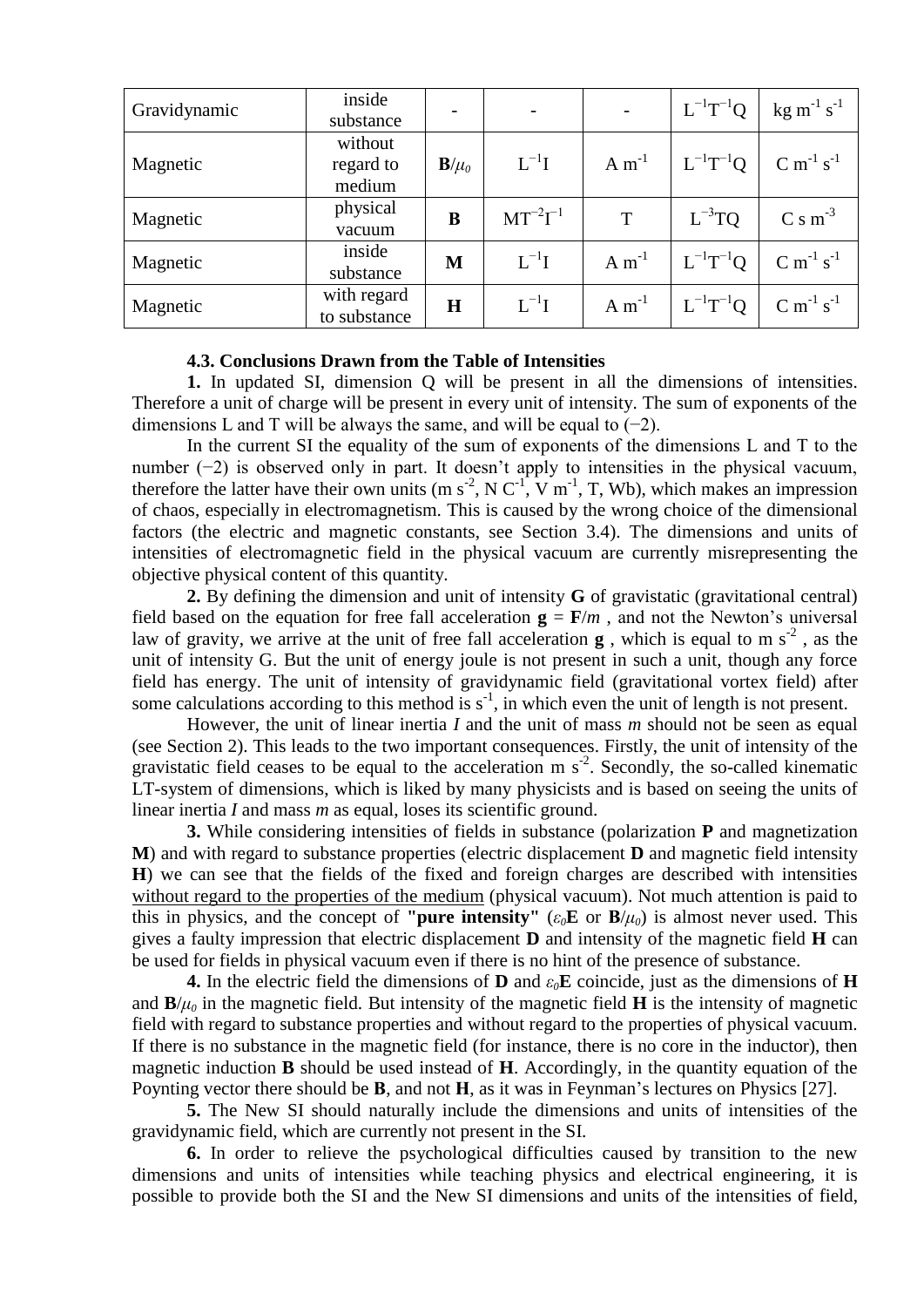| Gravidynamic | inside substance | - | - | - | $L^{-1}T^{-1}Q$ | kg $m^{-1}$ $s^{-1}$ |
|---|---|---|---|---|---|---|
| Magnetic | without regard to medium | $\mathbf{B}/\mu_0$ | $L^{-1}I$ | A $m^{-1}$ | $L^{-1}T^{-1}Q$ | C $m^{-1}$ $s^{-1}$ |
| Magnetic | physical vacuum | **B** | $MT^{-2}I^{-1}$ | T | $L^{-3}TQ$ | C s $m^{-3}$ |
| Magnetic | inside substance | **M** | $L^{-1}I$ | A $m^{-1}$ | $L^{-1}T^{-1}Q$ | C $m^{-1}$ $s^{-1}$ |
| Magnetic | with regard to substance | **H** | $L^{-1}I$ | A $m^{-1}$ | $L^{-1}T^{-1}Q$ | C $m^{-1}$ $s^{-1}$ |

### 4.3. Conclusions Drawn from the Table of Intensities

**1.** In updated SI, dimension Q will be present in all the dimensions of intensities. Therefore a unit of charge will be present in every unit of intensity. The sum of exponents of the dimensions L and T will be always the same, and will be equal to (−2).

In the current SI the equality of the sum of exponents of the dimensions L and T to the number (−2) is observed only in part. It doesn't apply to intensities in the physical vacuum, therefore the latter have their own units (m $s^{-2}$, N $C^{-1}$, V $m^{-1}$, T, Wb), which makes an impression of chaos, especially in electromagnetism. This is caused by the wrong choice of the dimensional factors (the electric and magnetic constants, see Section 3.4). The dimensions and units of intensities of electromagnetic field in the physical vacuum are currently misrepresenting the objective physical content of this quantity.

**2.** By defining the dimension and unit of intensity **G** of gravistatic (gravitational central) field based on the equation for free fall acceleration $\mathbf{g} = \mathbf{F}/m$ , and not the Newton's universal law of gravity, we arrive at the unit of free fall acceleration **g** , which is equal to m $s^{-2}$ , as the unit of intensity G. But the unit of energy joule is not present in such a unit, though any force field has energy. The unit of intensity of gravidynamic field (gravitational vortex field) after some calculations according to this method is $s^{-1}$, in which even the unit of length is not present.

However, the unit of linear inertia *I* and the unit of mass *m* should not be seen as equal (see Section 2). This leads to the two important consequences. Firstly, the unit of intensity of the gravistatic field ceases to be equal to the acceleration m $s^{-2}$. Secondly, the so-called kinematic LT-system of dimensions, which is liked by many physicists and is based on seeing the units of linear inertia *I* and mass *m* as equal, loses its scientific ground.

**3.** While considering intensities of fields in substance (polarization **P** and magnetization **M**) and with regard to substance properties (electric displacement **D** and magnetic field intensity **H**) we can see that the fields of the fixed and foreign charges are described with intensities without regard to the properties of the medium (physical vacuum). Not much attention is paid to this in physics, and the concept of **"pure intensity"** ($\varepsilon_0\mathbf{E}$ or $\mathbf{B}/\mu_0$) is almost never used. This gives a faulty impression that electric displacement **D** and intensity of the magnetic field **H** can be used for fields in physical vacuum even if there is no hint of the presence of substance.

**4.** In the electric field the dimensions of **D** and $\varepsilon_0\mathbf{E}$ coincide, just as the dimensions of **H** and $\mathbf{B}/\mu_0$ in the magnetic field. But intensity of the magnetic field **H** is the intensity of magnetic field with regard to substance properties and without regard to the properties of physical vacuum. If there is no substance in the magnetic field (for instance, there is no core in the inductor), then magnetic induction **B** should be used instead of **H**. Accordingly, in the quantity equation of the Poynting vector there should be **B**, and not **H**, as it was in Feynman's lectures on Physics [27].

**5.** The New SI should naturally include the dimensions and units of intensities of the gravidynamic field, which are currently not present in the SI.

**6.** In order to relieve the psychological difficulties caused by transition to the new dimensions and units of intensities while teaching physics and electrical engineering, it is possible to provide both the SI and the New SI dimensions and units of the intensities of field,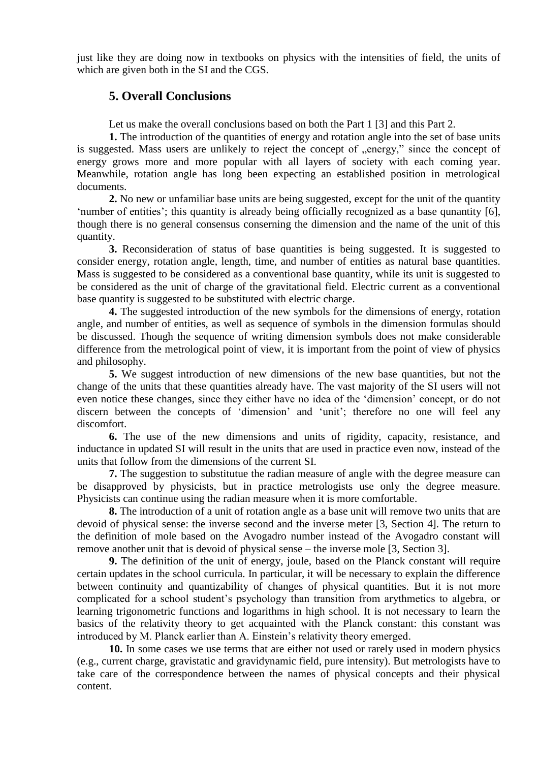just like they are doing now in textbooks on physics with the intensities of field, the units of which are given both in the SI and the CGS.

## 5. Overall Conclusions

Let us make the overall conclusions based on both the Part 1 [3] and this Part 2.

**1.** The introduction of the quantities of energy and rotation angle into the set of base units is suggested. Mass users are unlikely to reject the concept of „energy," since the concept of energy grows more and more popular with all layers of society with each coming year. Meanwhile, rotation angle has long been expecting an established position in metrological documents.

**2.** No new or unfamiliar base units are being suggested, except for the unit of the quantity 'number of entities'; this quantity is already being officially recognized as a base qunantity [6], though there is no general consensus conserning the dimension and the name of the unit of this quantity.

**3.** Reconsideration of status of base quantities is being suggested. It is suggested to consider energy, rotation angle, length, time, and number of entities as natural base quantities. Mass is suggested to be considered as a conventional base quantity, while its unit is suggested to be considered as the unit of charge of the gravitational field. Electric current as a conventional base quantity is suggested to be substituted with electric charge.

**4.** The suggested introduction of the new symbols for the dimensions of energy, rotation angle, and number of entities, as well as sequence of symbols in the dimension formulas should be discussed. Though the sequence of writing dimension symbols does not make considerable difference from the metrological point of view, it is important from the point of view of physics and philosophy.

**5.** We suggest introduction of new dimensions of the new base quantities, but not the change of the units that these quantities already have. The vast majority of the SI users will not even notice these changes, since they either have no idea of the 'dimension' concept, or do not discern between the concepts of 'dimension' and 'unit'; therefore no one will feel any discomfort.

**6.** The use of the new dimensions and units of rigidity, capacity, resistance, and inductance in updated SI will result in the units that are used in practice even now, instead of the units that follow from the dimensions of the current SI.

**7.** The suggestion to substitutue the radian measure of angle with the degree measure can be disapproved by physicists, but in practice metrologists use only the degree measure. Physicists can continue using the radian measure when it is more comfortable.

**8.** The introduction of a unit of rotation angle as a base unit will remove two units that are devoid of physical sense: the inverse second and the inverse meter [3, Section 4]. The return to the definition of mole based on the Avogadro number instead of the Avogadro constant will remove another unit that is devoid of physical sense – the inverse mole [3, Section 3].

**9.** The definition of the unit of energy, joule, based on the Planck constant will require certain updates in the school curricula. In particular, it will be necessary to explain the difference between continuity and quantizability of changes of physical quantities. But it is not more complicated for a school student's psychology than transition from arythmetics to algebra, or learning trigonometric functions and logarithms in high school. It is not necessary to learn the basics of the relativity theory to get acquainted with the Planck constant: this constant was introduced by M. Planck earlier than A. Einstein's relativity theory emerged.

**10.** In some cases we use terms that are either not used or rarely used in modern physics (e.g., current charge, gravistatic and gravidynamic field, pure intensity). But metrologists have to take care of the correspondence between the names of physical concepts and their physical content.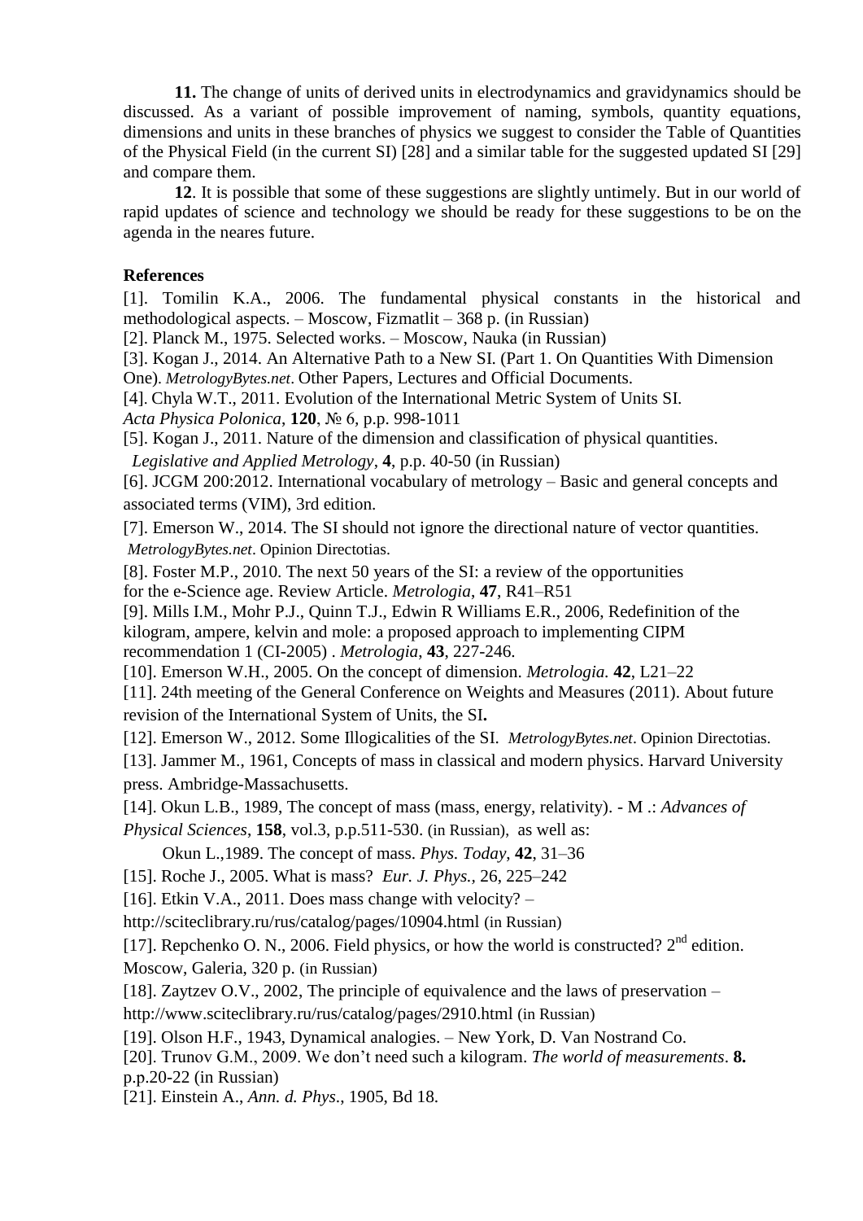**11.** The change of units of derived units in electrodynamics and gravidynamics should be discussed. As a variant of possible improvement of naming, symbols, quantity equations, dimensions and units in these branches of physics we suggest to consider the Table of Quantities of the Physical Field (in the current SI) [28] and a similar table for the suggested updated SI [29] and compare them.

**12**. It is possible that some of these suggestions are slightly untimely. But in our world of rapid updates of science and technology we should be ready for these suggestions to be on the agenda in the neares future.

**References**

[1]. Tomilin K.A., 2006. The fundamental physical constants in the historical and methodological aspects. – Moscow, Fizmatlit – 368 p. (in Russian)

[2]. Planck M., 1975. Selected works. – Moscow, Nauka (in Russian)

[3]. Kogan J., 2014. An Alternative Path to a New SI. (Part 1. On Quantities With Dimension One). *MetrologyBytes.net*. Other Papers, Lectures and Official Documents.

[4]. Chyla W.T., 2011. Evolution of the International Metric System of Units SI. *Acta Physica Polonica*, **120**, № 6, p.p. 998-1011

[5]. Kogan J., 2011. Nature of the dimension and classification of physical quantities. *Legislative and Applied Metrology*, **4**, p.p. 40-50 (in Russian)

[6]. JCGM 200:2012. International vocabulary of metrology – Basic and general concepts and associated terms (VIM), 3rd edition.

[7]. Emerson W., 2014. The SI should not ignore the directional nature of vector quantities. *MetrologyBytes.net*. Opinion Directotias.

[8]. Foster M.P., 2010. The next 50 years of the SI: a review of the opportunities for the e-Science age. Review Article. *Metrologia*, **47**, R41–R51

[9]. Mills I.M., Mohr P.J., Quinn T.J., Edwin R Williams E.R., 2006, Redefinition of the kilogram, ampere, kelvin and mole: a proposed approach to implementing CIPM recommendation 1 (CI-2005) . *Metrologia*, **43**, 227-246.

[10]. Emerson W.H., 2005. On the concept of dimension. *Metrologia.* **42**, L21–22

[11]. 24th meeting of the General Conference on Weights and Measures (2011). About future revision of the International System of Units, the SI**.**

[12]. Emerson W., 2012. Some Illogicalities of the SI. *MetrologyBytes.net*. Opinion Directotias.

[13]. Jammer M., 1961, Concepts of mass in classical and modern physics. Harvard University press. Ambridge-Massachusetts.

[14]. Okun L.B., 1989, The concept of mass (mass, energy, relativity). - M .: *Advances of Physical Sciences*, **158**, vol.3, p.p.511-530. (in Russian), as well as:

Okun L.,1989. The concept of mass. *Phys. Today*, **42**, 31–36

[15]. Roche J., 2005. What is mass? *Eur. J. Phys.,* 26, 225–242

[16]. Etkin V.A., 2011. Does mass change with velocity? – http://sciteclibrary.ru/rus/catalog/pages/10904.html (in Russian)

[17]. Repchenko O. N., 2006. Field physics, or how the world is constructed? 2nd edition. Moscow, Galeria, 320 p. (in Russian)

[18]. Zaytzev O.V., 2002, The principle of equivalence and the laws of preservation – http://www.sciteclibrary.ru/rus/catalog/pages/2910.html (in Russian)

[19]. Olson H.F., 1943, Dynamical analogies. – New York, D. Van Nostrand Co.

[20]. Trunov G.M., 2009. We don't need such a kilogram. *The world of measurements*. **8.** p.p.20-22 (in Russian)

[21]. Einstein A., *Ann. d. Phys*., 1905, Bd 18.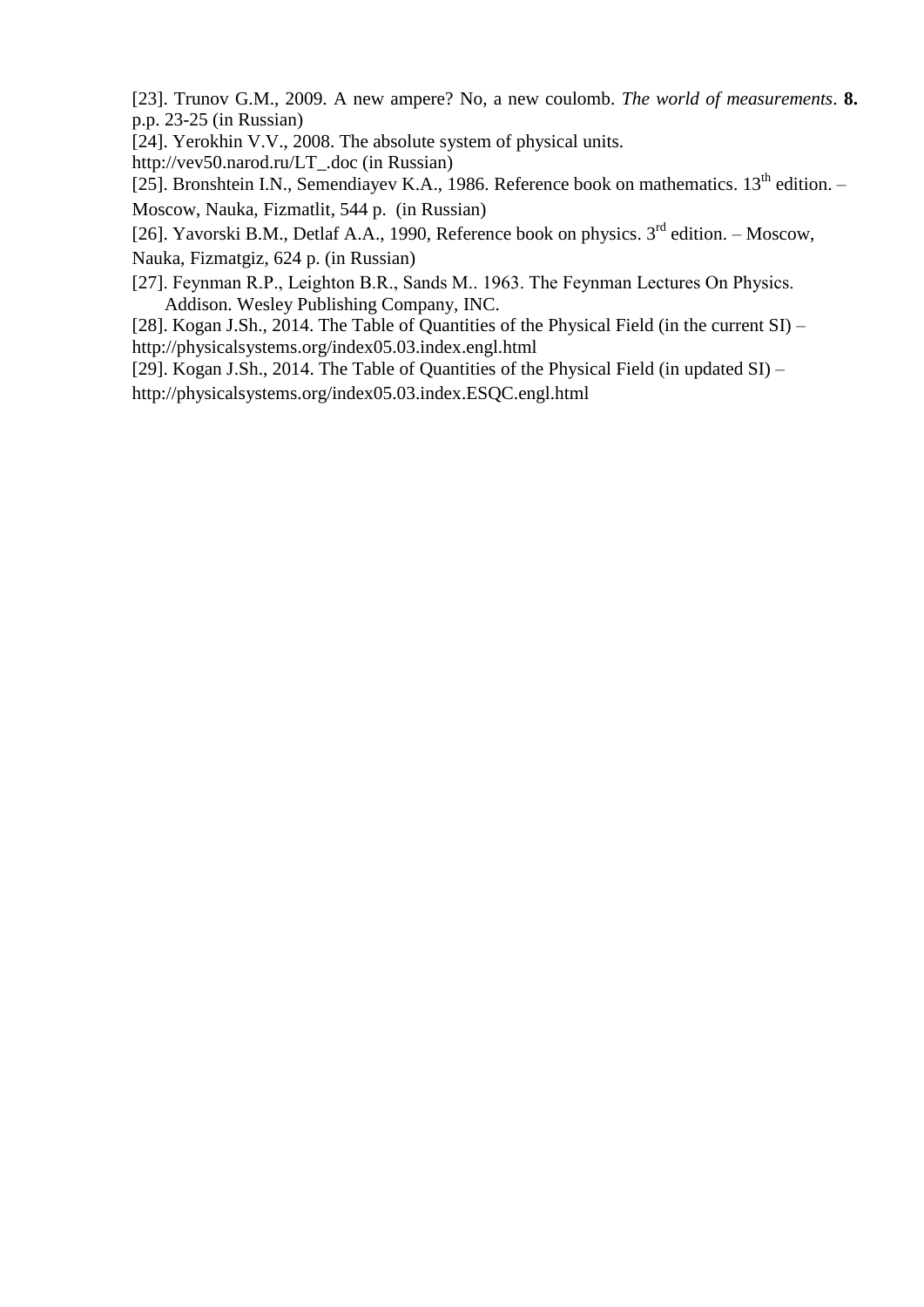[23]. Trunov G.M., 2009. A new ampere? No, a new coulomb. *The world of measurements*. **8.** p.p. 23-25 (in Russian)

[24]. Yerokhin V.V., 2008. The absolute system of physical units. http://vev50.narod.ru/LT_.doc (in Russian)

[25]. Bronshtein I.N., Semendiayev K.A., 1986. Reference book on mathematics. 13th edition. – Moscow, Nauka, Fizmatlit, 544 p. (in Russian)

[26]. Yavorski B.M., Detlaf A.A., 1990, Reference book on physics. 3rd edition. – Moscow, Nauka, Fizmatgiz, 624 p. (in Russian)

[27]. Feynman R.P., Leighton B.R., Sands M.. 1963. The Feynman Lectures On Physics. Addison. Wesley Publishing Company, INC.

[28]. Kogan J.Sh., 2014. The Table of Quantities of the Physical Field (in the current SI) – http://physicalsystems.org/index05.03.index.engl.html

[29]. Kogan J.Sh., 2014. The Table of Quantities of the Physical Field (in updated SI) – http://physicalsystems.org/index05.03.index.ESQC.engl.html